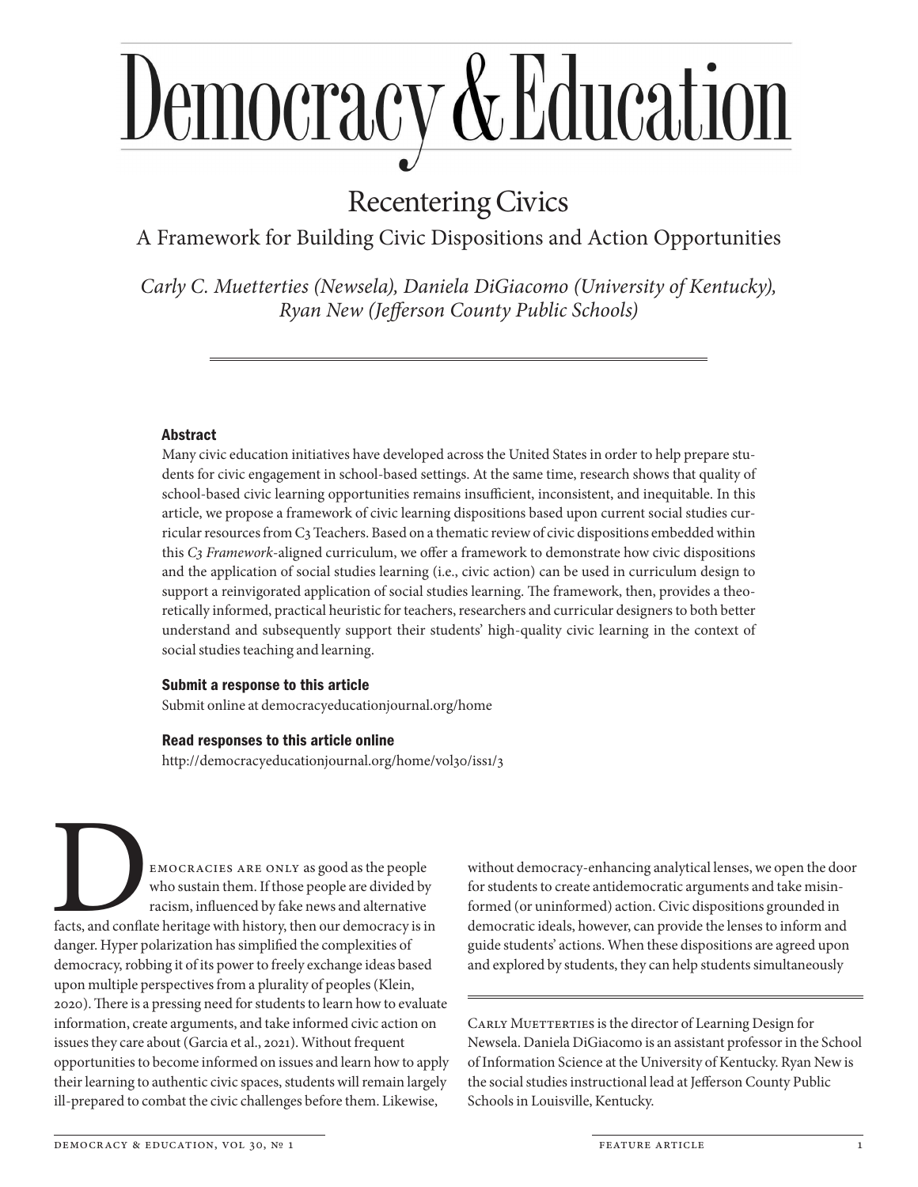# Democracy & Education

## Recentering Civics

### A Framework for Building Civic Dispositions and Action Opportunities

*Carly C. Muetterties (Newsela), Daniela DiGiacomo (University of Kentucky), Ryan New (Jefferson County Public Schools)*

---

#### Abstract

Many civic education initiatives have developed across the United States in order to help prepare students for civic engagement in school-based settings. At the same time, research shows that quality of school-based civic learning opportunities remains insufficient, inconsistent, and inequitable. In this article, we propose a framework of civic learning dispositions based upon current social studies curricular resources from C3 Teachers. Based on a thematic review of civic dispositions embedded within this *C3 Framework*-aligned curriculum, we offer a framework to demonstrate how civic dispositions and the application of social studies learning (i.e., civic action) can be used in curriculum design to support a reinvigorated application of social studies learning. The framework, then, provides a theoretically informed, practical heuristic for teachers, researchers and curricular designers to both better understand and subsequently support their students' high-quality civic learning in the context of social studies teaching and learning.

#### Submit a response to this article

Submit online at democracyeducationjournal.org/home

#### Read responses to this article online

http://democracyeducationjournal.org/home/vol30/iss1/3

---

Democracies are only as good as the people who sustain them. If those people are divided by racism, influenced by fake news and alternative facts, and conflate heritage with history, then our democracy is in danger. Hyper polarization has simplified the complexities of democracy, robbing it of its power to freely exchange ideas based upon multiple perspectives from a plurality of peoples (Klein, 2020). There is a pressing need for students to learn how to evaluate information, create arguments, and take informed civic action on issues they care about (Garcia et al., 2021). Without frequent opportunities to become informed on issues and learn how to apply their learning to authentic civic spaces, students will remain largely ill-prepared to combat the civic challenges before them. Likewise, without democracy-enhancing analytical lenses, we open the door for students to create antidemocratic arguments and take misinformed (or uninformed) action. Civic dispositions grounded in democratic ideals, however, can provide the lenses to inform and guide students' actions. When these dispositions are agreed upon and explored by students, they can help students simultaneously

---

Carly Muetterties is the director of Learning Design for Newsela. Daniela DiGiacomo is an assistant professor in the School of Information Science at the University of Kentucky. Ryan New is the social studies instructional lead at Jefferson County Public Schools in Louisville, Kentucky.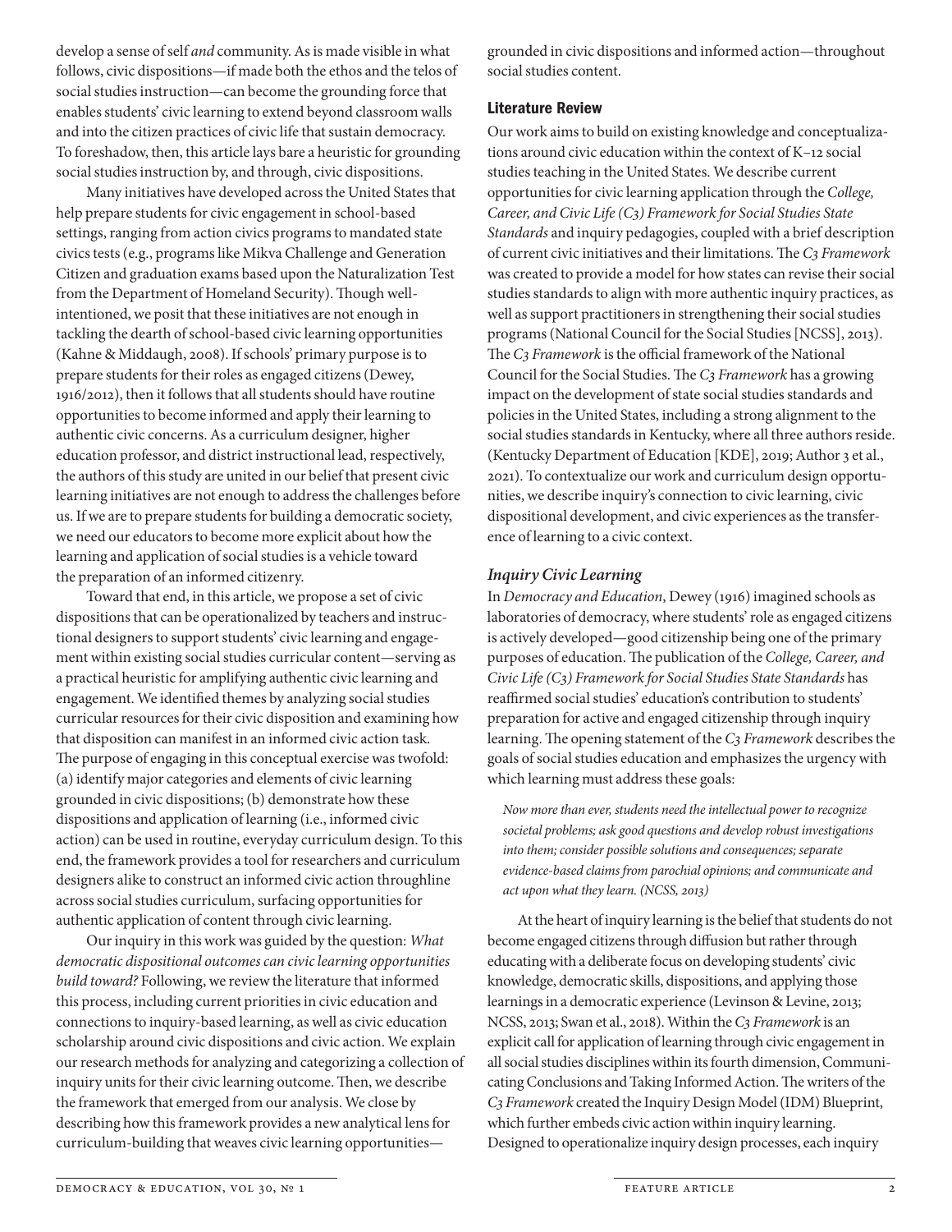develop a sense of self *and* community. As is made visible in what follows, civic dispositions—if made both the ethos and the telos of social studies instruction—can become the grounding force that enables students' civic learning to extend beyond classroom walls and into the citizen practices of civic life that sustain democracy. To foreshadow, then, this article lays bare a heuristic for grounding social studies instruction by, and through, civic dispositions.

Many initiatives have developed across the United States that help prepare students for civic engagement in school-based settings, ranging from action civics programs to mandated state civics tests (e.g., programs like Mikva Challenge and Generation Citizen and graduation exams based upon the Naturalization Test from the Department of Homeland Security). Though well-intentioned, we posit that these initiatives are not enough in tackling the dearth of school-based civic learning opportunities (Kahne & Middaugh, 2008). If schools' primary purpose is to prepare students for their roles as engaged citizens (Dewey, 1916/2012), then it follows that all students should have routine opportunities to become informed and apply their learning to authentic civic concerns. As a curriculum designer, higher education professor, and district instructional lead, respectively, the authors of this study are united in our belief that present civic learning initiatives are not enough to address the challenges before us. If we are to prepare students for building a democratic society, we need our educators to become more explicit about how the learning and application of social studies is a vehicle toward the preparation of an informed citizenry.

Toward that end, in this article, we propose a set of civic dispositions that can be operationalized by teachers and instructional designers to support students' civic learning and engagement within existing social studies curricular content—serving as a practical heuristic for amplifying authentic civic learning and engagement. We identified themes by analyzing social studies curricular resources for their civic disposition and examining how that disposition can manifest in an informed civic action task. The purpose of engaging in this conceptual exercise was twofold: (a) identify major categories and elements of civic learning grounded in civic dispositions; (b) demonstrate how these dispositions and application of learning (i.e., informed civic action) can be used in routine, everyday curriculum design. To this end, the framework provides a tool for researchers and curriculum designers alike to construct an informed civic action throughline across social studies curriculum, surfacing opportunities for authentic application of content through civic learning.

Our inquiry in this work was guided by the question: *What democratic dispositional outcomes can civic learning opportunities build toward?* Following, we review the literature that informed this process, including current priorities in civic education and connections to inquiry-based learning, as well as civic education scholarship around civic dispositions and civic action. We explain our research methods for analyzing and categorizing a collection of inquiry units for their civic learning outcome. Then, we describe the framework that emerged from our analysis. We close by describing how this framework provides a new analytical lens for curriculum-building that weaves civic learning opportunities—grounded in civic dispositions and informed action—throughout social studies content.

## Literature Review

Our work aims to build on existing knowledge and conceptualizations around civic education within the context of K–12 social studies teaching in the United States. We describe current opportunities for civic learning application through the *College, Career, and Civic Life (C3) Framework for Social Studies State Standards* and inquiry pedagogies, coupled with a brief description of current civic initiatives and their limitations. The *C3 Framework* was created to provide a model for how states can revise their social studies standards to align with more authentic inquiry practices, as well as support practitioners in strengthening their social studies programs (National Council for the Social Studies [NCSS], 2013). The *C3 Framework* is the official framework of the National Council for the Social Studies. The *C3 Framework* has a growing impact on the development of state social studies standards and policies in the United States, including a strong alignment to the social studies standards in Kentucky, where all three authors reside. (Kentucky Department of Education [KDE], 2019; Author 3 et al., 2021). To contextualize our work and curriculum design opportunities, we describe inquiry's connection to civic learning, civic dispositional development, and civic experiences as the transference of learning to a civic context.

### *Inquiry Civic Learning*

In *Democracy and Education*, Dewey (1916) imagined schools as laboratories of democracy, where students' role as engaged citizens is actively developed—good citizenship being one of the primary purposes of education. The publication of the *College, Career, and Civic Life (C3) Framework for Social Studies State Standards* has reaffirmed social studies' education's contribution to students' preparation for active and engaged citizenship through inquiry learning. The opening statement of the *C3 Framework* describes the goals of social studies education and emphasizes the urgency with which learning must address these goals:

> *Now more than ever, students need the intellectual power to recognize societal problems; ask good questions and develop robust investigations into them; consider possible solutions and consequences; separate evidence-based claims from parochial opinions; and communicate and act upon what they learn. (NCSS, 2013)*

At the heart of inquiry learning is the belief that students do not become engaged citizens through diffusion but rather through educating with a deliberate focus on developing students' civic knowledge, democratic skills, dispositions, and applying those learnings in a democratic experience (Levinson & Levine, 2013; NCSS, 2013; Swan et al., 2018). Within the *C3 Framework* is an explicit call for application of learning through civic engagement in all social studies disciplines within its fourth dimension, Communicating Conclusions and Taking Informed Action. The writers of the *C3 Framework* created the Inquiry Design Model (IDM) Blueprint, which further embeds civic action within inquiry learning. Designed to operationalize inquiry design processes, each inquiry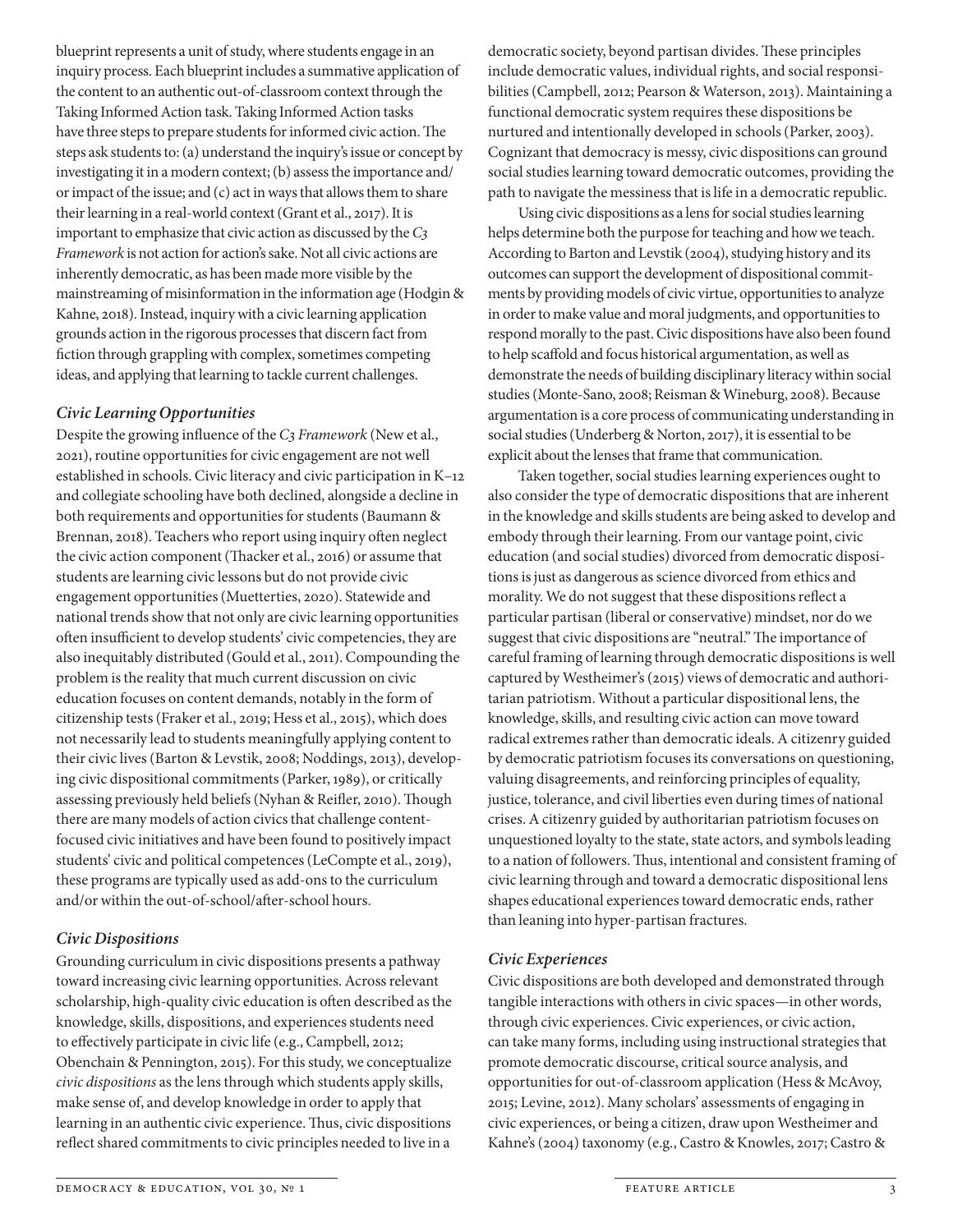blueprint represents a unit of study, where students engage in an inquiry process. Each blueprint includes a summative application of the content to an authentic out-of-classroom context through the Taking Informed Action task. Taking Informed Action tasks have three steps to prepare students for informed civic action. The steps ask students to: (a) understand the inquiry's issue or concept by investigating it in a modern context; (b) assess the importance and/or impact of the issue; and (c) act in ways that allows them to share their learning in a real-world context (Grant et al., 2017). It is important to emphasize that civic action as discussed by the *C3 Framework* is not action for action's sake. Not all civic actions are inherently democratic, as has been made more visible by the mainstreaming of misinformation in the information age (Hodgin & Kahne, 2018). Instead, inquiry with a civic learning application grounds action in the rigorous processes that discern fact from fiction through grappling with complex, sometimes competing ideas, and applying that learning to tackle current challenges.

### *Civic Learning Opportunities*

Despite the growing influence of the *C3 Framework* (New et al., 2021), routine opportunities for civic engagement are not well established in schools. Civic literacy and civic participation in K–12 and collegiate schooling have both declined, alongside a decline in both requirements and opportunities for students (Baumann & Brennan, 2018). Teachers who report using inquiry often neglect the civic action component (Thacker et al., 2016) or assume that students are learning civic lessons but do not provide civic engagement opportunities (Muetterties, 2020). Statewide and national trends show that not only are civic learning opportunities often insufficient to develop students' civic competencies, they are also inequitably distributed (Gould et al., 2011). Compounding the problem is the reality that much current discussion on civic education focuses on content demands, notably in the form of citizenship tests (Fraker et al., 2019; Hess et al., 2015), which does not necessarily lead to students meaningfully applying content to their civic lives (Barton & Levstik, 2008; Noddings, 2013), developing civic dispositional commitments (Parker, 1989), or critically assessing previously held beliefs (Nyhan & Reifler, 2010). Though there are many models of action civics that challenge content-focused civic initiatives and have been found to positively impact students' civic and political competences (LeCompte et al., 2019), these programs are typically used as add-ons to the curriculum and/or within the out-of-school/after-school hours.

### *Civic Dispositions*

Grounding curriculum in civic dispositions presents a pathway toward increasing civic learning opportunities. Across relevant scholarship, high-quality civic education is often described as the knowledge, skills, dispositions, and experiences students need to effectively participate in civic life (e.g., Campbell, 2012; Obenchain & Pennington, 2015). For this study, we conceptualize *civic dispositions* as the lens through which students apply skills, make sense of, and develop knowledge in order to apply that learning in an authentic civic experience. Thus, civic dispositions reflect shared commitments to civic principles needed to live in a democratic society, beyond partisan divides. These principles include democratic values, individual rights, and social responsibilities (Campbell, 2012; Pearson & Waterson, 2013). Maintaining a functional democratic system requires these dispositions be nurtured and intentionally developed in schools (Parker, 2003). Cognizant that democracy is messy, civic dispositions can ground social studies learning toward democratic outcomes, providing the path to navigate the messiness that is life in a democratic republic.

Using civic dispositions as a lens for social studies learning helps determine both the purpose for teaching and how we teach. According to Barton and Levstik (2004), studying history and its outcomes can support the development of dispositional commitments by providing models of civic virtue, opportunities to analyze in order to make value and moral judgments, and opportunities to respond morally to the past. Civic dispositions have also been found to help scaffold and focus historical argumentation, as well as demonstrate the needs of building disciplinary literacy within social studies (Monte-Sano, 2008; Reisman & Wineburg, 2008). Because argumentation is a core process of communicating understanding in social studies (Underberg & Norton, 2017), it is essential to be explicit about the lenses that frame that communication.

Taken together, social studies learning experiences ought to also consider the type of democratic dispositions that are inherent in the knowledge and skills students are being asked to develop and embody through their learning. From our vantage point, civic education (and social studies) divorced from democratic dispositions is just as dangerous as science divorced from ethics and morality. We do not suggest that these dispositions reflect a particular partisan (liberal or conservative) mindset, nor do we suggest that civic dispositions are "neutral." The importance of careful framing of learning through democratic dispositions is well captured by Westheimer's (2015) views of democratic and authoritarian patriotism. Without a particular dispositional lens, the knowledge, skills, and resulting civic action can move toward radical extremes rather than democratic ideals. A citizenry guided by democratic patriotism focuses its conversations on questioning, valuing disagreements, and reinforcing principles of equality, justice, tolerance, and civil liberties even during times of national crises. A citizenry guided by authoritarian patriotism focuses on unquestioned loyalty to the state, state actors, and symbols leading to a nation of followers. Thus, intentional and consistent framing of civic learning through and toward a democratic dispositional lens shapes educational experiences toward democratic ends, rather than leaning into hyper-partisan fractures.

### *Civic Experiences*

Civic dispositions are both developed and demonstrated through tangible interactions with others in civic spaces—in other words, through civic experiences. Civic experiences, or civic action, can take many forms, including using instructional strategies that promote democratic discourse, critical source analysis, and opportunities for out-of-classroom application (Hess & McAvoy, 2015; Levine, 2012). Many scholars' assessments of engaging in civic experiences, or being a citizen, draw upon Westheimer and Kahne's (2004) taxonomy (e.g., Castro & Knowles, 2017; Castro &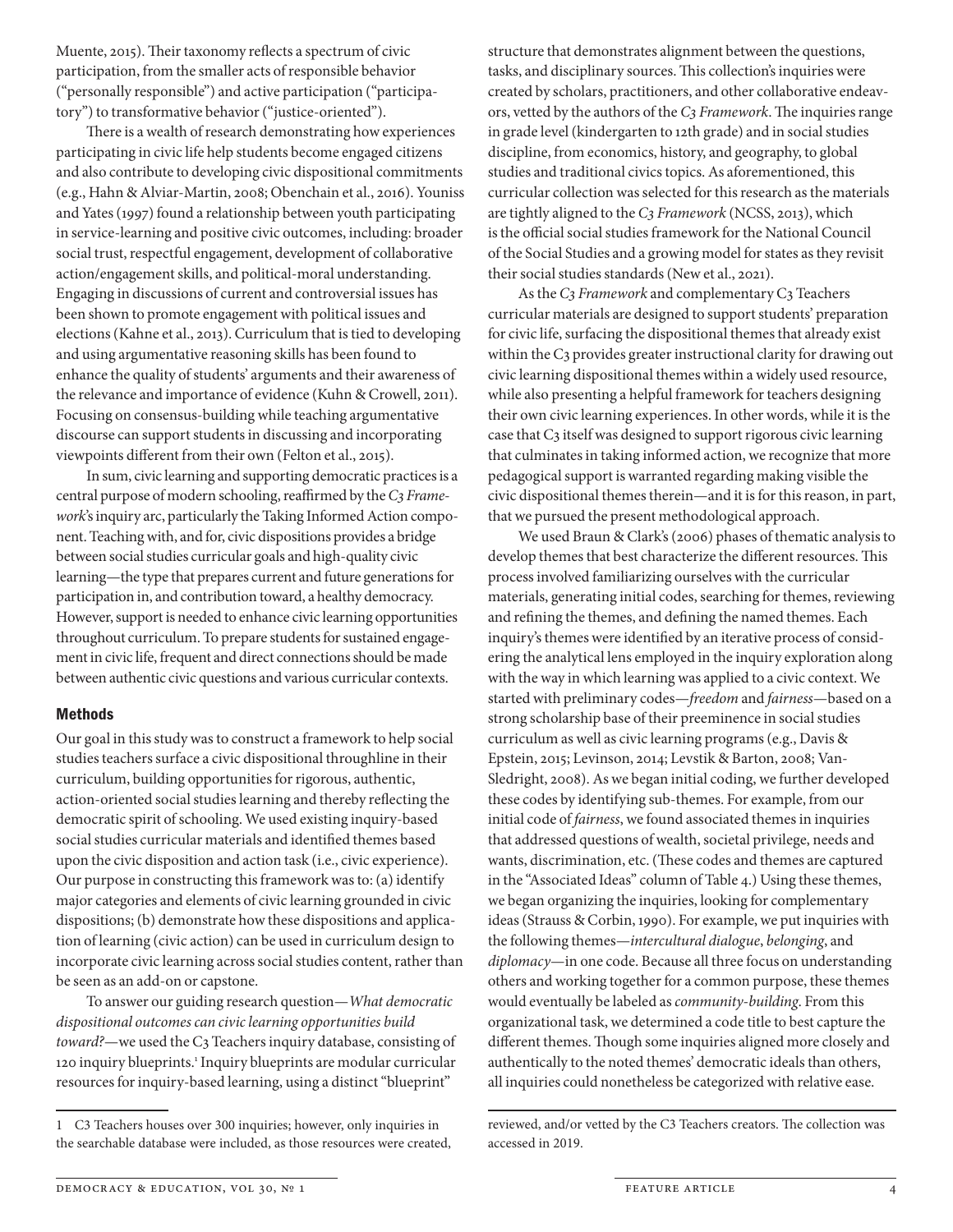Muente, 2015). Their taxonomy reflects a spectrum of civic participation, from the smaller acts of responsible behavior ("personally responsible") and active participation ("participatory") to transformative behavior ("justice-oriented").

There is a wealth of research demonstrating how experiences participating in civic life help students become engaged citizens and also contribute to developing civic dispositional commitments (e.g., Hahn & Alviar-Martin, 2008; Obenchain et al., 2016). Youniss and Yates (1997) found a relationship between youth participating in service-learning and positive civic outcomes, including: broader social trust, respectful engagement, development of collaborative action/engagement skills, and political-moral understanding. Engaging in discussions of current and controversial issues has been shown to promote engagement with political issues and elections (Kahne et al., 2013). Curriculum that is tied to developing and using argumentative reasoning skills has been found to enhance the quality of students' arguments and their awareness of the relevance and importance of evidence (Kuhn & Crowell, 2011). Focusing on consensus-building while teaching argumentative discourse can support students in discussing and incorporating viewpoints different from their own (Felton et al., 2015).

In sum, civic learning and supporting democratic practices is a central purpose of modern schooling, reaffirmed by the *C3 Framework*'s inquiry arc, particularly the Taking Informed Action component. Teaching with, and for, civic dispositions provides a bridge between social studies curricular goals and high-quality civic learning—the type that prepares current and future generations for participation in, and contribution toward, a healthy democracy. However, support is needed to enhance civic learning opportunities throughout curriculum. To prepare students for sustained engagement in civic life, frequent and direct connections should be made between authentic civic questions and various curricular contexts.

## Methods

Our goal in this study was to construct a framework to help social studies teachers surface a civic dispositional throughline in their curriculum, building opportunities for rigorous, authentic, action-oriented social studies learning and thereby reflecting the democratic spirit of schooling. We used existing inquiry-based social studies curricular materials and identified themes based upon the civic disposition and action task (i.e., civic experience). Our purpose in constructing this framework was to: (a) identify major categories and elements of civic learning grounded in civic dispositions; (b) demonstrate how these dispositions and application of learning (civic action) can be used in curriculum design to incorporate civic learning across social studies content, rather than be seen as an add-on or capstone.

To answer our guiding research question—*What democratic dispositional outcomes can civic learning opportunities build toward?*—we used the C3 Teachers inquiry database, consisting of 120 inquiry blueprints.[1] Inquiry blueprints are modular curricular resources for inquiry-based learning, using a distinct "blueprint" structure that demonstrates alignment between the questions, tasks, and disciplinary sources. This collection's inquiries were created by scholars, practitioners, and other collaborative endeavors, vetted by the authors of the *C3 Framework*. The inquiries range in grade level (kindergarten to 12th grade) and in social studies discipline, from economics, history, and geography, to global studies and traditional civics topics. As aforementioned, this curricular collection was selected for this research as the materials are tightly aligned to the *C3 Framework* (NCSS, 2013), which is the official social studies framework for the National Council of the Social Studies and a growing model for states as they revisit their social studies standards (New et al., 2021).

As the *C3 Framework* and complementary C3 Teachers curricular materials are designed to support students' preparation for civic life, surfacing the dispositional themes that already exist within the C3 provides greater instructional clarity for drawing out civic learning dispositional themes within a widely used resource, while also presenting a helpful framework for teachers designing their own civic learning experiences. In other words, while it is the case that C3 itself was designed to support rigorous civic learning that culminates in taking informed action, we recognize that more pedagogical support is warranted regarding making visible the civic dispositional themes therein—and it is for this reason, in part, that we pursued the present methodological approach.

We used Braun & Clark's (2006) phases of thematic analysis to develop themes that best characterize the different resources. This process involved familiarizing ourselves with the curricular materials, generating initial codes, searching for themes, reviewing and refining the themes, and defining the named themes. Each inquiry's themes were identified by an iterative process of considering the analytical lens employed in the inquiry exploration along with the way in which learning was applied to a civic context. We started with preliminary codes—*freedom* and *fairness*—based on a strong scholarship base of their preeminence in social studies curriculum as well as civic learning programs (e.g., Davis & Epstein, 2015; Levinson, 2014; Levstik & Barton, 2008; VanSledright, 2008). As we began initial coding, we further developed these codes by identifying sub-themes. For example, from our initial code of *fairness*, we found associated themes in inquiries that addressed questions of wealth, societal privilege, needs and wants, discrimination, etc. (These codes and themes are captured in the "Associated Ideas" column of Table 4.) Using these themes, we began organizing the inquiries, looking for complementary ideas (Strauss & Corbin, 1990). For example, we put inquiries with the following themes—*intercultural dialogue*, *belonging*, and *diplomacy*—in one code. Because all three focus on understanding others and working together for a common purpose, these themes would eventually be labeled as *community-building*. From this organizational task, we determined a code title to best capture the different themes. Though some inquiries aligned more closely and authentically to the noted themes' democratic ideals than others, all inquiries could nonetheless be categorized with relative ease.

---

1 C3 Teachers houses over 300 inquiries; however, only inquiries in the searchable database were included, as those resources were created, reviewed, and/or vetted by the C3 Teachers creators. The collection was accessed in 2019.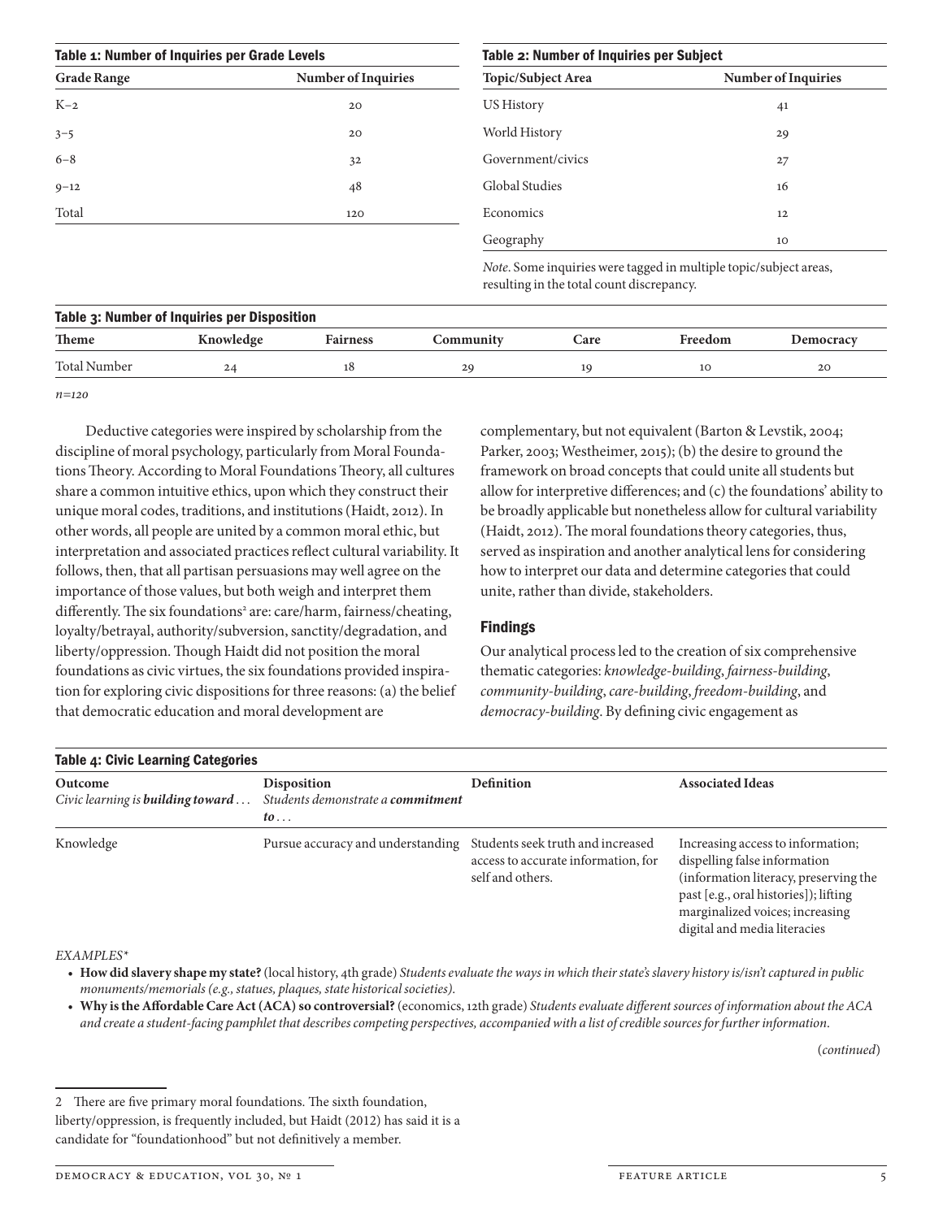**Table 1: Number of Inquiries per Grade Levels**

| Grade Range | Number of Inquiries |
|---|---|
| K–2 | 20 |
| 3–5 | 20 |
| 6–8 | 32 |
| 9–12 | 48 |
| Total | 120 |

**Table 2: Number of Inquiries per Subject**

| Topic/Subject Area | Number of Inquiries |
|---|---|
| US History | 41 |
| World History | 29 |
| Government/civics | 27 |
| Global Studies | 16 |
| Economics | 12 |
| Geography | 10 |

*Note*. Some inquiries were tagged in multiple topic/subject areas, resulting in the total count discrepancy.

**Table 3: Number of Inquiries per Disposition**

| Theme | Knowledge | Fairness | Community | Care | Freedom | Democracy |
|---|---|---|---|---|---|---|
| Total Number | 24 | 18 | 29 | 19 | 10 | 20 |

*n=120*

Deductive categories were inspired by scholarship from the discipline of moral psychology, particularly from Moral Foundations Theory. According to Moral Foundations Theory, all cultures share a common intuitive ethics, upon which they construct their unique moral codes, traditions, and institutions (Haidt, 2012). In other words, all people are united by a common moral ethic, but interpretation and associated practices reflect cultural variability. It follows, then, that all partisan persuasions may well agree on the importance of those values, but both weigh and interpret them differently. The six foundations[2] are: care/harm, fairness/cheating, loyalty/betrayal, authority/subversion, sanctity/degradation, and liberty/oppression. Though Haidt did not position the moral foundations as civic virtues, the six foundations provided inspiration for exploring civic dispositions for three reasons: (a) the belief that democratic education and moral development are complementary, but not equivalent (Barton & Levstik, 2004; Parker, 2003; Westheimer, 2015); (b) the desire to ground the framework on broad concepts that could unite all students but allow for interpretive differences; and (c) the foundations' ability to be broadly applicable but nonetheless allow for cultural variability (Haidt, 2012). The moral foundations theory categories, thus, served as inspiration and another analytical lens for considering how to interpret our data and determine categories that could unite, rather than divide, stakeholders.

## Findings

Our analytical process led to the creation of six comprehensive thematic categories: *knowledge-building*, *fairness-building*, *community-building*, *care-building*, *freedom-building*, and *democracy-building*. By defining civic engagement as

**Table 4: Civic Learning Categories**

| Outcome<br>*Civic learning is **building toward** . . .* | Disposition<br>*Students demonstrate a **commitment to** . . .* | Definition | Associated Ideas |
|---|---|---|---|
| Knowledge | Pursue accuracy and understanding | Students seek truth and increased access to accurate information, for self and others. | Increasing access to information; dispelling false information (information literacy, preserving the past [e.g., oral histories]); lifting marginalized voices; increasing digital and media literacies |

*EXAMPLES\**

- **How did slavery shape my state?** (local history, 4th grade) *Students evaluate the ways in which their state's slavery history is/isn't captured in public monuments/memorials (e.g., statues, plaques, state historical societies).*
- **Why is the Affordable Care Act (ACA) so controversial?** (economics, 12th grade) *Students evaluate different sources of information about the ACA and create a student-facing pamphlet that describes competing perspectives, accompanied with a list of credible sources for further information.*

(*continued*)

2 There are five primary moral foundations. The sixth foundation, liberty/oppression, is frequently included, but Haidt (2012) has said it is a candidate for "foundationhood" but not definitively a member.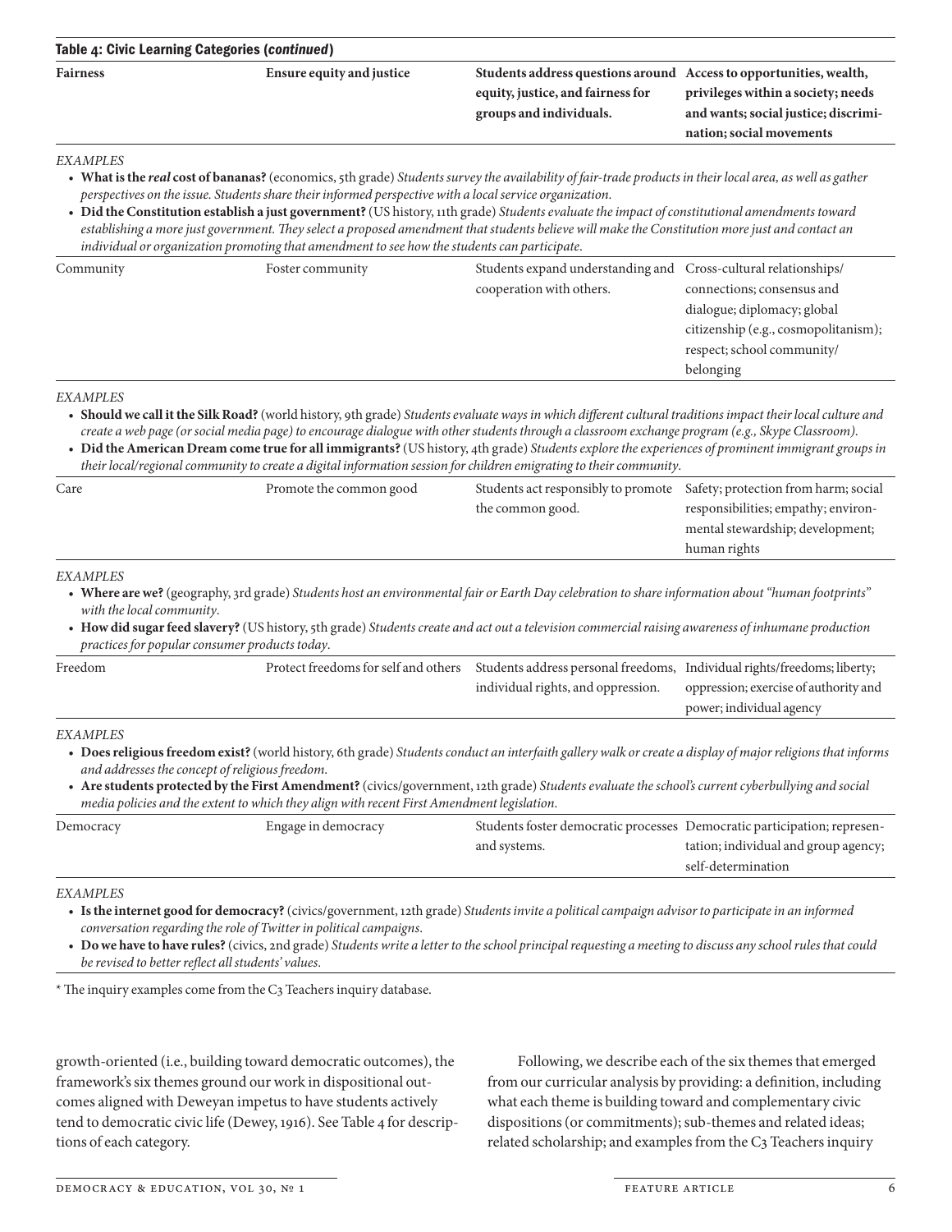**Table 4: Civic Learning Categories (*continued*)**

| | | | |
|---|---|---|---|
| **Fairness** | **Ensure equity and justice** | **Students address questions around equity, justice, and fairness for groups and individuals.** | **Access to opportunities, wealth, privileges within a society; needs and wants; social justice; discrimination; social movements** |

*EXAMPLES*

- **What is the *real* cost of bananas?** (economics, 5th grade) *Students survey the availability of fair-trade products in their local area, as well as gather perspectives on the issue. Students share their informed perspective with a local service organization.*
- **Did the Constitution establish a just government?** (US history, 11th grade) *Students evaluate the impact of constitutional amendments toward establishing a more just government. They select a proposed amendment that students believe will make the Constitution more just and contact an individual or organization promoting that amendment to see how the students can participate.*

| | | | |
|---|---|---|---|
| Community | Foster community | Students expand understanding and cooperation with others. | Cross-cultural relationships/connections; consensus and dialogue; diplomacy; global citizenship (e.g., cosmopolitanism); respect; school community/belonging |

*EXAMPLES*

- **Should we call it the Silk Road?** (world history, 9th grade) *Students evaluate ways in which different cultural traditions impact their local culture and create a web page (or social media page) to encourage dialogue with other students through a classroom exchange program (e.g., Skype Classroom).*
- **Did the American Dream come true for all immigrants?** (US history, 4th grade) *Students explore the experiences of prominent immigrant groups in their local/regional community to create a digital information session for children emigrating to their community.*

| | | | |
|---|---|---|---|
| Care | Promote the common good | Students act responsibly to promote the common good. | Safety; protection from harm; social responsibilities; empathy; environmental stewardship; development; human rights |

*EXAMPLES*

- **Where are we?** (geography, 3rd grade) *Students host an environmental fair or Earth Day celebration to share information about "human footprints" with the local community.*
- **How did sugar feed slavery?** (US history, 5th grade) *Students create and act out a television commercial raising awareness of inhumane production practices for popular consumer products today.*

| | | | |
|---|---|---|---|
| Freedom | Protect freedoms for self and others | Students address personal freedoms, individual rights, and oppression. | Individual rights/freedoms; liberty; oppression; exercise of authority and power; individual agency |

*EXAMPLES*

- **Does religious freedom exist?** (world history, 6th grade) *Students conduct an interfaith gallery walk or create a display of major religions that informs and addresses the concept of religious freedom.*
- **Are students protected by the First Amendment?** (civics/government, 12th grade) *Students evaluate the school's current cyberbullying and social media policies and the extent to which they align with recent First Amendment legislation.*

| | | | |
|---|---|---|---|
| Democracy | Engage in democracy | Students foster democratic processes and systems. | Democratic participation; representation; individual and group agency; self-determination |

*EXAMPLES*

- **Is the internet good for democracy?** (civics/government, 12th grade) *Students invite a political campaign advisor to participate in an informed conversation regarding the role of Twitter in political campaigns.*
- **Do we have to have rules?** (civics, 2nd grade) *Students write a letter to the school principal requesting a meeting to discuss any school rules that could be revised to better reflect all students' values.*

\* The inquiry examples come from the C3 Teachers inquiry database.

growth-oriented (i.e., building toward democratic outcomes), the framework's six themes ground our work in dispositional outcomes aligned with Deweyan impetus to have students actively tend to democratic civic life (Dewey, 1916). See Table 4 for descriptions of each category.

Following, we describe each of the six themes that emerged from our curricular analysis by providing: a definition, including what each theme is building toward and complementary civic dispositions (or commitments); sub-themes and related ideas; related scholarship; and examples from the C3 Teachers inquiry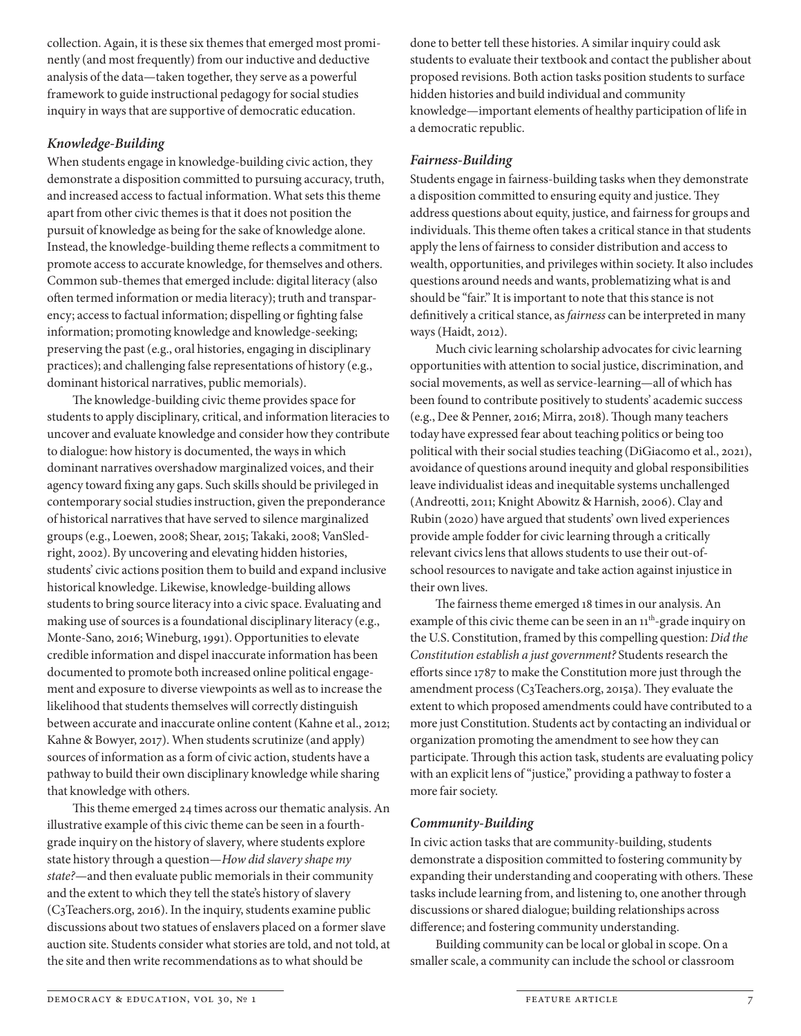collection. Again, it is these six themes that emerged most prominently (and most frequently) from our inductive and deductive analysis of the data—taken together, they serve as a powerful framework to guide instructional pedagogy for social studies inquiry in ways that are supportive of democratic education.

### *Knowledge-Building*

When students engage in knowledge-building civic action, they demonstrate a disposition committed to pursuing accuracy, truth, and increased access to factual information. What sets this theme apart from other civic themes is that it does not position the pursuit of knowledge as being for the sake of knowledge alone. Instead, the knowledge-building theme reflects a commitment to promote access to accurate knowledge, for themselves and others. Common sub-themes that emerged include: digital literacy (also often termed information or media literacy); truth and transparency; access to factual information; dispelling or fighting false information; promoting knowledge and knowledge-seeking; preserving the past (e.g., oral histories, engaging in disciplinary practices); and challenging false representations of history (e.g., dominant historical narratives, public memorials).

The knowledge-building civic theme provides space for students to apply disciplinary, critical, and information literacies to uncover and evaluate knowledge and consider how they contribute to dialogue: how history is documented, the ways in which dominant narratives overshadow marginalized voices, and their agency toward fixing any gaps. Such skills should be privileged in contemporary social studies instruction, given the preponderance of historical narratives that have served to silence marginalized groups (e.g., Loewen, 2008; Shear, 2015; Takaki, 2008; VanSledright, 2002). By uncovering and elevating hidden histories, students' civic actions position them to build and expand inclusive historical knowledge. Likewise, knowledge-building allows students to bring source literacy into a civic space. Evaluating and making use of sources is a foundational disciplinary literacy (e.g., Monte-Sano, 2016; Wineburg, 1991). Opportunities to elevate credible information and dispel inaccurate information has been documented to promote both increased online political engagement and exposure to diverse viewpoints as well as to increase the likelihood that students themselves will correctly distinguish between accurate and inaccurate online content (Kahne et al., 2012; Kahne & Bowyer, 2017). When students scrutinize (and apply) sources of information as a form of civic action, students have a pathway to build their own disciplinary knowledge while sharing that knowledge with others.

This theme emerged 24 times across our thematic analysis. An illustrative example of this civic theme can be seen in a fourth-grade inquiry on the history of slavery, where students explore state history through a question—*How did slavery shape my state?*—and then evaluate public memorials in their community and the extent to which they tell the state's history of slavery (C3Teachers.org, 2016). In the inquiry, students examine public discussions about two statues of enslavers placed on a former slave auction site. Students consider what stories are told, and not told, at the site and then write recommendations as to what should be done to better tell these histories. A similar inquiry could ask students to evaluate their textbook and contact the publisher about proposed revisions. Both action tasks position students to surface hidden histories and build individual and community knowledge—important elements of healthy participation of life in a democratic republic.

### *Fairness-Building*

Students engage in fairness-building tasks when they demonstrate a disposition committed to ensuring equity and justice. They address questions about equity, justice, and fairness for groups and individuals. This theme often takes a critical stance in that students apply the lens of fairness to consider distribution and access to wealth, opportunities, and privileges within society. It also includes questions around needs and wants, problematizing what is and should be "fair." It is important to note that this stance is not definitively a critical stance, as *fairness* can be interpreted in many ways (Haidt, 2012).

Much civic learning scholarship advocates for civic learning opportunities with attention to social justice, discrimination, and social movements, as well as service-learning—all of which has been found to contribute positively to students' academic success (e.g., Dee & Penner, 2016; Mirra, 2018). Though many teachers today have expressed fear about teaching politics or being too political with their social studies teaching (DiGiacomo et al., 2021), avoidance of questions around inequity and global responsibilities leave individualist ideas and inequitable systems unchallenged (Andreotti, 2011; Knight Abowitz & Harnish, 2006). Clay and Rubin (2020) have argued that students' own lived experiences provide ample fodder for civic learning through a critically relevant civics lens that allows students to use their out-of-school resources to navigate and take action against injustice in their own lives.

The fairness theme emerged 18 times in our analysis. An example of this civic theme can be seen in an 11th-grade inquiry on the U.S. Constitution, framed by this compelling question: *Did the Constitution establish a just government?* Students research the efforts since 1787 to make the Constitution more just through the amendment process (C3Teachers.org, 2015a). They evaluate the extent to which proposed amendments could have contributed to a more just Constitution. Students act by contacting an individual or organization promoting the amendment to see how they can participate. Through this action task, students are evaluating policy with an explicit lens of "justice," providing a pathway to foster a more fair society.

### *Community-Building*

In civic action tasks that are community-building, students demonstrate a disposition committed to fostering community by expanding their understanding and cooperating with others. These tasks include learning from, and listening to, one another through discussions or shared dialogue; building relationships across difference; and fostering community understanding.

Building community can be local or global in scope. On a smaller scale, a community can include the school or classroom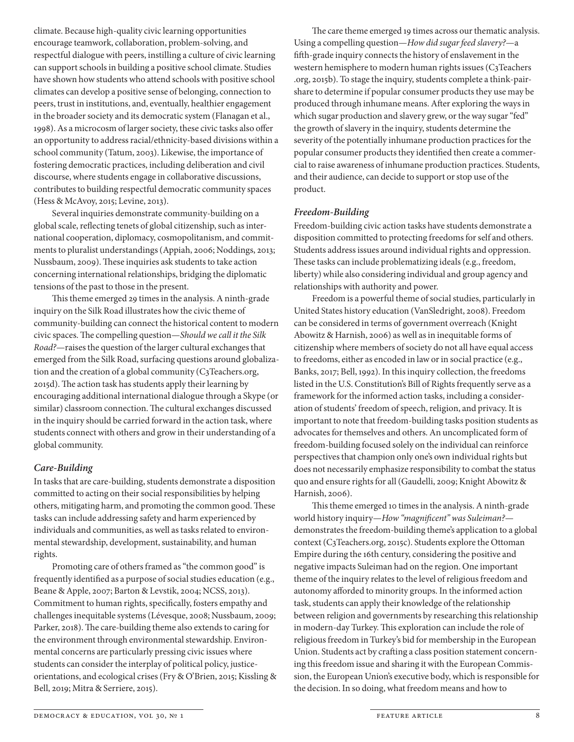climate. Because high-quality civic learning opportunities encourage teamwork, collaboration, problem-solving, and respectful dialogue with peers, instilling a culture of civic learning can support schools in building a positive school climate. Studies have shown how students who attend schools with positive school climates can develop a positive sense of belonging, connection to peers, trust in institutions, and, eventually, healthier engagement in the broader society and its democratic system (Flanagan et al., 1998). As a microcosm of larger society, these civic tasks also offer an opportunity to address racial/ethnicity-based divisions within a school community (Tatum, 2003). Likewise, the importance of fostering democratic practices, including deliberation and civil discourse, where students engage in collaborative discussions, contributes to building respectful democratic community spaces (Hess & McAvoy, 2015; Levine, 2013).

Several inquiries demonstrate community-building on a global scale, reflecting tenets of global citizenship, such as international cooperation, diplomacy, cosmopolitanism, and commitments to pluralist understandings (Appiah, 2006; Noddings, 2013; Nussbaum, 2009). These inquiries ask students to take action concerning international relationships, bridging the diplomatic tensions of the past to those in the present.

This theme emerged 29 times in the analysis. A ninth-grade inquiry on the Silk Road illustrates how the civic theme of community-building can connect the historical content to modern civic spaces. The compelling question—*Should we call it the Silk Road?*—raises the question of the larger cultural exchanges that emerged from the Silk Road, surfacing questions around globalization and the creation of a global community (C3Teachers.org, 2015d). The action task has students apply their learning by encouraging additional international dialogue through a Skype (or similar) classroom connection. The cultural exchanges discussed in the inquiry should be carried forward in the action task, where students connect with others and grow in their understanding of a global community.

### *Care-Building*

In tasks that are care-building, students demonstrate a disposition committed to acting on their social responsibilities by helping others, mitigating harm, and promoting the common good. These tasks can include addressing safety and harm experienced by individuals and communities, as well as tasks related to environmental stewardship, development, sustainability, and human rights.

Promoting care of others framed as "the common good" is frequently identified as a purpose of social studies education (e.g., Beane & Apple, 2007; Barton & Levstik, 2004; NCSS, 2013). Commitment to human rights, specifically, fosters empathy and challenges inequitable systems (Lévesque, 2008; Nussbaum, 2009; Parker, 2018). The care-building theme also extends to caring for the environment through environmental stewardship. Environmental concerns are particularly pressing civic issues where students can consider the interplay of political policy, justice-orientations, and ecological crises (Fry & O'Brien, 2015; Kissling & Bell, 2019; Mitra & Serriere, 2015).

The care theme emerged 19 times across our thematic analysis. Using a compelling question—*How did sugar feed slavery?*—a fifth-grade inquiry connects the history of enslavement in the western hemisphere to modern human rights issues (C3Teachers.org, 2015b). To stage the inquiry, students complete a think-pair-share to determine if popular consumer products they use may be produced through inhumane means. After exploring the ways in which sugar production and slavery grew, or the way sugar "fed" the growth of slavery in the inquiry, students determine the severity of the potentially inhumane production practices for the popular consumer products they identified then create a commercial to raise awareness of inhumane production practices. Students, and their audience, can decide to support or stop use of the product.

### *Freedom-Building*

Freedom-building civic action tasks have students demonstrate a disposition committed to protecting freedoms for self and others. Students address issues around individual rights and oppression. These tasks can include problematizing ideals (e.g., freedom, liberty) while also considering individual and group agency and relationships with authority and power.

Freedom is a powerful theme of social studies, particularly in United States history education (VanSledright, 2008). Freedom can be considered in terms of government overreach (Knight Abowitz & Harnish, 2006) as well as in inequitable forms of citizenship where members of society do not all have equal access to freedoms, either as encoded in law or in social practice (e.g., Banks, 2017; Bell, 1992). In this inquiry collection, the freedoms listed in the U.S. Constitution's Bill of Rights frequently serve as a framework for the informed action tasks, including a consideration of students' freedom of speech, religion, and privacy. It is important to note that freedom-building tasks position students as advocates for themselves and others. An uncomplicated form of freedom-building focused solely on the individual can reinforce perspectives that champion only one's own individual rights but does not necessarily emphasize responsibility to combat the status quo and ensure rights for all (Gaudelli, 2009; Knight Abowitz & Harnish, 2006).

This theme emerged 10 times in the analysis. A ninth-grade world history inquiry—*How "magnificent" was Suleiman?*—demonstrates the freedom-building theme's application to a global context (C3Teachers.org, 2015c). Students explore the Ottoman Empire during the 16th century, considering the positive and negative impacts Suleiman had on the region. One important theme of the inquiry relates to the level of religious freedom and autonomy afforded to minority groups. In the informed action task, students can apply their knowledge of the relationship between religion and governments by researching this relationship in modern-day Turkey. This exploration can include the role of religious freedom in Turkey's bid for membership in the European Union. Students act by crafting a class position statement concerning this freedom issue and sharing it with the European Commission, the European Union's executive body, which is responsible for the decision. In so doing, what freedom means and how to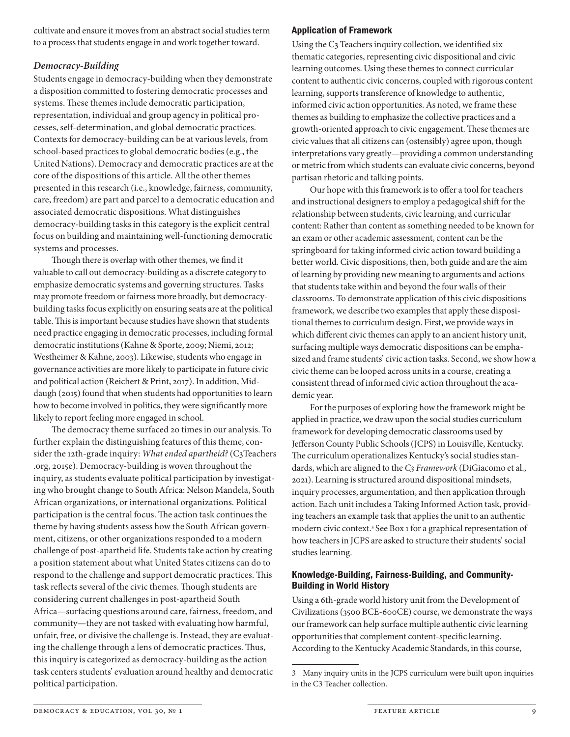cultivate and ensure it moves from an abstract social studies term to a process that students engage in and work together toward.

### *Democracy-Building*

Students engage in democracy-building when they demonstrate a disposition committed to fostering democratic processes and systems. These themes include democratic participation, representation, individual and group agency in political processes, self-determination, and global democratic practices. Contexts for democracy-building can be at various levels, from school-based practices to global democratic bodies (e.g., the United Nations). Democracy and democratic practices are at the core of the dispositions of this article. All the other themes presented in this research (i.e., knowledge, fairness, community, care, freedom) are part and parcel to a democratic education and associated democratic dispositions. What distinguishes democracy-building tasks in this category is the explicit central focus on building and maintaining well-functioning democratic systems and processes.

Though there is overlap with other themes, we find it valuable to call out democracy-building as a discrete category to emphasize democratic systems and governing structures. Tasks may promote freedom or fairness more broadly, but democracy-building tasks focus explicitly on ensuring seats are at the political table. This is important because studies have shown that students need practice engaging in democratic processes, including formal democratic institutions (Kahne & Sporte, 2009; Niemi, 2012; Westheimer & Kahne, 2003). Likewise, students who engage in governance activities are more likely to participate in future civic and political action (Reichert & Print, 2017). In addition, Middaugh (2015) found that when students had opportunities to learn how to become involved in politics, they were significantly more likely to report feeling more engaged in school.

The democracy theme surfaced 20 times in our analysis. To further explain the distinguishing features of this theme, consider the 12th-grade inquiry: *What ended apartheid?* (C3Teachers .org, 2015e). Democracy-building is woven throughout the inquiry, as students evaluate political participation by investigating who brought change to South Africa: Nelson Mandela, South African organizations, or international organizations. Political participation is the central focus. The action task continues the theme by having students assess how the South African government, citizens, or other organizations responded to a modern challenge of post-apartheid life. Students take action by creating a position statement about what United States citizens can do to respond to the challenge and support democratic practices. This task reflects several of the civic themes. Though students are considering current challenges in post-apartheid South Africa—surfacing questions around care, fairness, freedom, and community—they are not tasked with evaluating how harmful, unfair, free, or divisive the challenge is. Instead, they are evaluating the challenge through a lens of democratic practices. Thus, this inquiry is categorized as democracy-building as the action task centers students' evaluation around healthy and democratic political participation.

## Application of Framework

Using the C3 Teachers inquiry collection, we identified six thematic categories, representing civic dispositional and civic learning outcomes. Using these themes to connect curricular content to authentic civic concerns, coupled with rigorous content learning, supports transference of knowledge to authentic, informed civic action opportunities. As noted, we frame these themes as building to emphasize the collective practices and a growth-oriented approach to civic engagement. These themes are civic values that all citizens can (ostensibly) agree upon, though interpretations vary greatly—providing a common understanding or metric from which students can evaluate civic concerns, beyond partisan rhetoric and talking points.

Our hope with this framework is to offer a tool for teachers and instructional designers to employ a pedagogical shift for the relationship between students, civic learning, and curricular content: Rather than content as something needed to be known for an exam or other academic assessment, content can be the springboard for taking informed civic action toward building a better world. Civic dispositions, then, both guide and are the aim of learning by providing new meaning to arguments and actions that students take within and beyond the four walls of their classrooms. To demonstrate application of this civic dispositions framework, we describe two examples that apply these dispositional themes to curriculum design. First, we provide ways in which different civic themes can apply to an ancient history unit, surfacing multiple ways democratic dispositions can be emphasized and frame students' civic action tasks. Second, we show how a civic theme can be looped across units in a course, creating a consistent thread of informed civic action throughout the academic year.

For the purposes of exploring how the framework might be applied in practice, we draw upon the social studies curriculum framework for developing democratic classrooms used by Jefferson County Public Schools (JCPS) in Louisville, Kentucky. The curriculum operationalizes Kentucky's social studies standards, which are aligned to the *C3 Framework* (DiGiacomo et al., 2021). Learning is structured around dispositional mindsets, inquiry processes, argumentation, and then application through action. Each unit includes a Taking Informed Action task, providing teachers an example task that applies the unit to an authentic modern civic context.[3] See Box 1 for a graphical representation of how teachers in JCPS are asked to structure their students' social studies learning.

## Knowledge-Building, Fairness-Building, and Community-Building in World History

Using a 6th-grade world history unit from the Development of Civilizations (3500 BCE-600CE) course, we demonstrate the ways our framework can help surface multiple authentic civic learning opportunities that complement content-specific learning. According to the Kentucky Academic Standards, in this course,

---

[3] Many inquiry units in the JCPS curriculum were built upon inquiries in the C3 Teacher collection.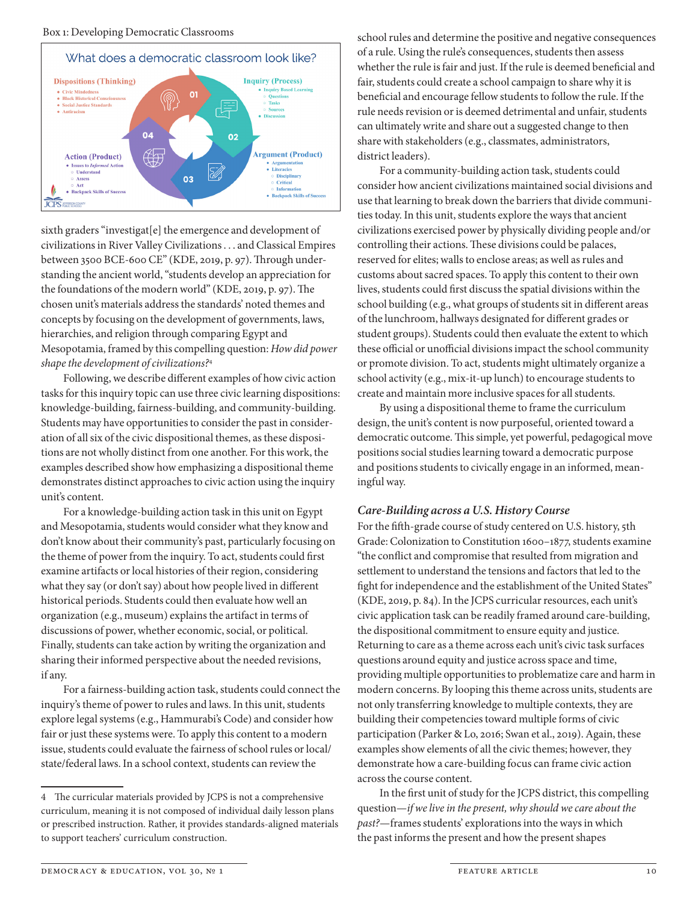Box 1: Developing Democratic Classrooms

What does a democratic classroom look like?

**Dispositions (Thinking)**
- Civic Mindedness
- Black Historical Consciousness
- Social Justice Standards
- Antiracism

**Inquiry (Process)**
- Inquiry Based Learning
  - Questions
  - Tasks
  - Sources
- Discussion

**Argument (Product)**
- Argumentation
- Literacies
  - Disciplinary
  - Critical
  - Information
- Backpack Skills of Success

**Action (Product)**
- Issues to *Informed* Action
  - Understand
  - Assess
  - Act
- Backpack Skills of Success

sixth graders "investigat[e] the emergence and development of civilizations in River Valley Civilizations . . . and Classical Empires between 3500 BCE-600 CE" (KDE, 2019, p. 97). Through understanding the ancient world, "students develop an appreciation for the foundations of the modern world" (KDE, 2019, p. 97). The chosen unit's materials address the standards' noted themes and concepts by focusing on the development of governments, laws, hierarchies, and religion through comparing Egypt and Mesopotamia, framed by this compelling question: *How did power shape the development of civilizations?*[4]

Following, we describe different examples of how civic action tasks for this inquiry topic can use three civic learning dispositions: knowledge-building, fairness-building, and community-building. Students may have opportunities to consider the past in consideration of all six of the civic dispositional themes, as these dispositions are not wholly distinct from one another. For this work, the examples described show how emphasizing a dispositional theme demonstrates distinct approaches to civic action using the inquiry unit's content.

For a knowledge-building action task in this unit on Egypt and Mesopotamia, students would consider what they know and don't know about their community's past, particularly focusing on the theme of power from the inquiry. To act, students could first examine artifacts or local histories of their region, considering what they say (or don't say) about how people lived in different historical periods. Students could then evaluate how well an organization (e.g., museum) explains the artifact in terms of discussions of power, whether economic, social, or political. Finally, students can take action by writing the organization and sharing their informed perspective about the needed revisions, if any.

For a fairness-building action task, students could connect the inquiry's theme of power to rules and laws. In this unit, students explore legal systems (e.g., Hammurabi's Code) and consider how fair or just these systems were. To apply this content to a modern issue, students could evaluate the fairness of school rules or local/state/federal laws. In a school context, students can review the school rules and determine the positive and negative consequences of a rule. Using the rule's consequences, students then assess whether the rule is fair and just. If the rule is deemed beneficial and fair, students could create a school campaign to share why it is beneficial and encourage fellow students to follow the rule. If the rule needs revision or is deemed detrimental and unfair, students can ultimately write and share out a suggested change to then share with stakeholders (e.g., classmates, administrators, district leaders).

For a community-building action task, students could consider how ancient civilizations maintained social divisions and use that learning to break down the barriers that divide communities today. In this unit, students explore the ways that ancient civilizations exercised power by physically dividing people and/or controlling their actions. These divisions could be palaces, reserved for elites; walls to enclose areas; as well as rules and customs about sacred spaces. To apply this content to their own lives, students could first discuss the spatial divisions within the school building (e.g., what groups of students sit in different areas of the lunchroom, hallways designated for different grades or student groups). Students could then evaluate the extent to which these official or unofficial divisions impact the school community or promote division. To act, students might ultimately organize a school activity (e.g., mix-it-up lunch) to encourage students to create and maintain more inclusive spaces for all students.

By using a dispositional theme to frame the curriculum design, the unit's content is now purposeful, oriented toward a democratic outcome. This simple, yet powerful, pedagogical move positions social studies learning toward a democratic purpose and positions students to civically engage in an informed, meaningful way.

### *Care-Building across a U.S. History Course*

For the fifth-grade course of study centered on U.S. history, 5th Grade: Colonization to Constitution 1600–1877, students examine "the conflict and compromise that resulted from migration and settlement to understand the tensions and factors that led to the fight for independence and the establishment of the United States" (KDE, 2019, p. 84). In the JCPS curricular resources, each unit's civic application task can be readily framed around care-building, the dispositional commitment to ensure equity and justice. Returning to care as a theme across each unit's civic task surfaces questions around equity and justice across space and time, providing multiple opportunities to problematize care and harm in modern concerns. By looping this theme across units, students are not only transferring knowledge to multiple contexts, they are building their competencies toward multiple forms of civic participation (Parker & Lo, 2016; Swan et al., 2019). Again, these examples show elements of all the civic themes; however, they demonstrate how a care-building focus can frame civic action across the course content.

In the first unit of study for the JCPS district, this compelling question—*if we live in the present, why should we care about the past?*—frames students' explorations into the ways in which the past informs the present and how the present shapes

---

4 The curricular materials provided by JCPS is not a comprehensive curriculum, meaning it is not composed of individual daily lesson plans or prescribed instruction. Rather, it provides standards-aligned materials to support teachers' curriculum construction.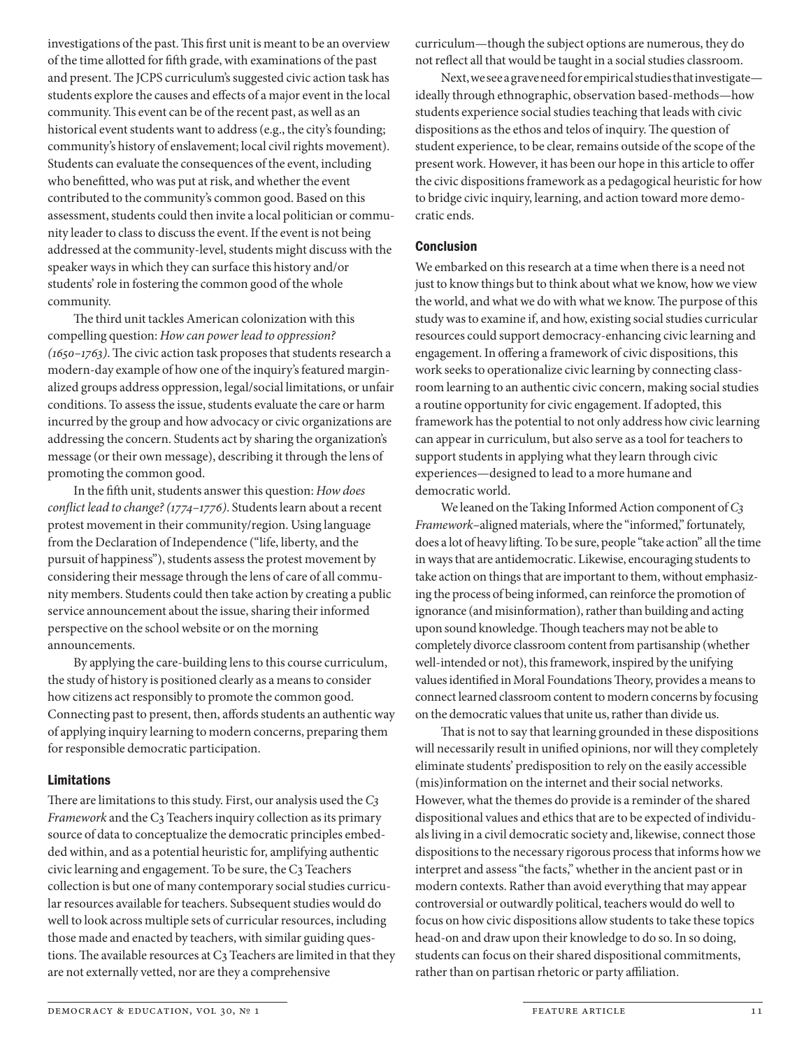investigations of the past. This first unit is meant to be an overview of the time allotted for fifth grade, with examinations of the past and present. The JCPS curriculum's suggested civic action task has students explore the causes and effects of a major event in the local community. This event can be of the recent past, as well as an historical event students want to address (e.g., the city's founding; community's history of enslavement; local civil rights movement). Students can evaluate the consequences of the event, including who benefitted, who was put at risk, and whether the event contributed to the community's common good. Based on this assessment, students could then invite a local politician or community leader to class to discuss the event. If the event is not being addressed at the community-level, students might discuss with the speaker ways in which they can surface this history and/or students' role in fostering the common good of the whole community.

The third unit tackles American colonization with this compelling question: *How can power lead to oppression? (1650–1763)*. The civic action task proposes that students research a modern-day example of how one of the inquiry's featured marginalized groups address oppression, legal/social limitations, or unfair conditions. To assess the issue, students evaluate the care or harm incurred by the group and how advocacy or civic organizations are addressing the concern. Students act by sharing the organization's message (or their own message), describing it through the lens of promoting the common good.

In the fifth unit, students answer this question: *How does conflict lead to change? (1774–1776)*. Students learn about a recent protest movement in their community/region. Using language from the Declaration of Independence ("life, liberty, and the pursuit of happiness"), students assess the protest movement by considering their message through the lens of care of all community members. Students could then take action by creating a public service announcement about the issue, sharing their informed perspective on the school website or on the morning announcements.

By applying the care-building lens to this course curriculum, the study of history is positioned clearly as a means to consider how citizens act responsibly to promote the common good. Connecting past to present, then, affords students an authentic way of applying inquiry learning to modern concerns, preparing them for responsible democratic participation.

## Limitations

There are limitations to this study. First, our analysis used the *C3 Framework* and the C3 Teachers inquiry collection as its primary source of data to conceptualize the democratic principles embedded within, and as a potential heuristic for, amplifying authentic civic learning and engagement. To be sure, the C3 Teachers collection is but one of many contemporary social studies curricular resources available for teachers. Subsequent studies would do well to look across multiple sets of curricular resources, including those made and enacted by teachers, with similar guiding questions. The available resources at C3 Teachers are limited in that they are not externally vetted, nor are they a comprehensive curriculum—though the subject options are numerous, they do not reflect all that would be taught in a social studies classroom.

Next, we see a grave need for empirical studies that investigate—ideally through ethnographic, observation based-methods—how students experience social studies teaching that leads with civic dispositions as the ethos and telos of inquiry. The question of student experience, to be clear, remains outside of the scope of the present work. However, it has been our hope in this article to offer the civic dispositions framework as a pedagogical heuristic for how to bridge civic inquiry, learning, and action toward more democratic ends.

## Conclusion

We embarked on this research at a time when there is a need not just to know things but to think about what we know, how we view the world, and what we do with what we know. The purpose of this study was to examine if, and how, existing social studies curricular resources could support democracy-enhancing civic learning and engagement. In offering a framework of civic dispositions, this work seeks to operationalize civic learning by connecting classroom learning to an authentic civic concern, making social studies a routine opportunity for civic engagement. If adopted, this framework has the potential to not only address how civic learning can appear in curriculum, but also serve as a tool for teachers to support students in applying what they learn through civic experiences—designed to lead to a more humane and democratic world.

We leaned on the Taking Informed Action component of *C3 Framework*–aligned materials, where the "informed," fortunately, does a lot of heavy lifting. To be sure, people "take action" all the time in ways that are antidemocratic. Likewise, encouraging students to take action on things that are important to them, without emphasizing the process of being informed, can reinforce the promotion of ignorance (and misinformation), rather than building and acting upon sound knowledge. Though teachers may not be able to completely divorce classroom content from partisanship (whether well-intended or not), this framework, inspired by the unifying values identified in Moral Foundations Theory, provides a means to connect learned classroom content to modern concerns by focusing on the democratic values that unite us, rather than divide us.

That is not to say that learning grounded in these dispositions will necessarily result in unified opinions, nor will they completely eliminate students' predisposition to rely on the easily accessible (mis)information on the internet and their social networks. However, what the themes do provide is a reminder of the shared dispositional values and ethics that are to be expected of individuals living in a civil democratic society and, likewise, connect those dispositions to the necessary rigorous process that informs how we interpret and assess "the facts," whether in the ancient past or in modern contexts. Rather than avoid everything that may appear controversial or outwardly political, teachers would do well to focus on how civic dispositions allow students to take these topics head-on and draw upon their knowledge to do so. In so doing, students can focus on their shared dispositional commitments, rather than on partisan rhetoric or party affiliation.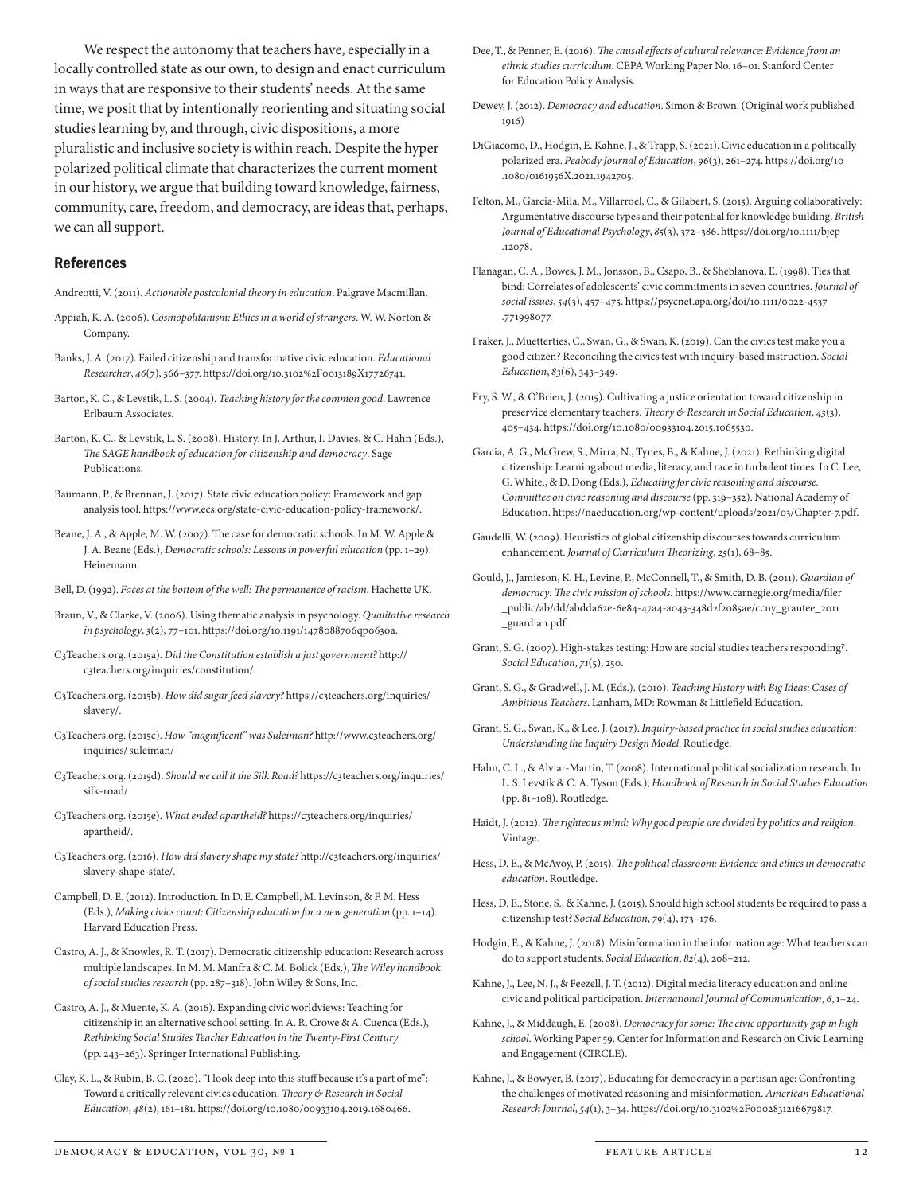We respect the autonomy that teachers have, especially in a locally controlled state as our own, to design and enact curriculum in ways that are responsive to their students' needs. At the same time, we posit that by intentionally reorienting and situating social studies learning by, and through, civic dispositions, a more pluralistic and inclusive society is within reach. Despite the hyper polarized political climate that characterizes the current moment in our history, we argue that building toward knowledge, fairness, community, care, freedom, and democracy, are ideas that, perhaps, we can all support.

## References

Andreotti, V. (2011). *Actionable postcolonial theory in education*. Palgrave Macmillan.

Appiah, K. A. (2006). *Cosmopolitanism: Ethics in a world of strangers*. W. W. Norton & Company.

Banks, J. A. (2017). Failed citizenship and transformative civic education. *Educational Researcher*, *46*(7), 366–377. https://doi.org/10.3102%2F0013189X17726741.

Barton, K. C., & Levstik, L. S. (2004). *Teaching history for the common good*. Lawrence Erlbaum Associates.

Barton, K. C., & Levstik, L. S. (2008). History. In J. Arthur, I. Davies, & C. Hahn (Eds.), *The SAGE handbook of education for citizenship and democracy*. Sage Publications.

Baumann, P., & Brennan, J. (2017). State civic education policy: Framework and gap analysis tool. https://www.ecs.org/state-civic-education-policy-framework/.

Beane, J. A., & Apple, M. W. (2007). The case for democratic schools. In M. W. Apple & J. A. Beane (Eds.), *Democratic schools: Lessons in powerful education* (pp. 1–29). Heinemann.

Bell, D. (1992). *Faces at the bottom of the well: The permanence of racism*. Hachette UK.

Braun, V., & Clarke, V. (2006). Using thematic analysis in psychology. *Qualitative research in psychology*, *3*(2), 77–101. https://doi.org/10.1191/1478088706qp063oa.

C3Teachers.org. (2015a). *Did the Constitution establish a just government?* http://c3teachers.org/inquiries/constitution/.

C3Teachers.org. (2015b). *How did sugar feed slavery?* https://c3teachers.org/inquiries/slavery/.

C3Teachers.org. (2015c). *How "magnificent" was Suleiman?* http://www.c3teachers.org/inquiries/ suleiman/

C3Teachers.org. (2015d). *Should we call it the Silk Road?* https://c3teachers.org/inquiries/silk-road/

C3Teachers.org. (2015e). *What ended apartheid?* https://c3teachers.org/inquiries/apartheid/.

C3Teachers.org. (2016). *How did slavery shape my state?* http://c3teachers.org/inquiries/slavery-shape-state/.

Campbell, D. E. (2012). Introduction. In D. E. Campbell, M. Levinson, & F. M. Hess (Eds.), *Making civics count: Citizenship education for a new generation* (pp. 1–14). Harvard Education Press.

Castro, A. J., & Knowles, R. T. (2017). Democratic citizenship education: Research across multiple landscapes. In M. M. Manfra & C. M. Bolick (Eds.), *The Wiley handbook of social studies research* (pp. 287–318). John Wiley & Sons, Inc.

Castro, A. J., & Muente, K. A. (2016). Expanding civic worldviews: Teaching for citizenship in an alternative school setting. In A. R. Crowe & A. Cuenca (Eds.), *Rethinking Social Studies Teacher Education in the Twenty-First Century* (pp. 243–263). Springer International Publishing.

Clay, K. L., & Rubin, B. C. (2020). "I look deep into this stuff because it's a part of me": Toward a critically relevant civics education. *Theory & Research in Social Education*, *48*(2), 161–181. https://doi.org/10.1080/00933104.2019.1680466.

Dee, T., & Penner, E. (2016). *The causal effects of cultural relevance: Evidence from an ethnic studies curriculum*. CEPA Working Paper No. 16–01. Stanford Center for Education Policy Analysis.

Dewey, J. (2012). *Democracy and education*. Simon & Brown. (Original work published 1916)

DiGiacomo, D., Hodgin, E. Kahne, J., & Trapp, S. (2021). Civic education in a politically polarized era. *Peabody Journal of Education*, *96*(3), 261–274. https://doi.org/10.1080/0161956X.2021.1942705.

Felton, M., Garcia-Mila, M., Villarroel, C., & Gilabert, S. (2015). Arguing collaboratively: Argumentative discourse types and their potential for knowledge building. *British Journal of Educational Psychology*, *85*(3), 372–386. https://doi.org/10.1111/bjep.12078.

Flanagan, C. A., Bowes, J. M., Jonsson, B., Csapo, B., & Sheblanova, E. (1998). Ties that bind: Correlates of adolescents' civic commitments in seven countries. *Journal of social issues*, *54*(3), 457–475. https://psycnet.apa.org/doi/10.1111/0022-4537.771998077.

Fraker, J., Muetterties, C., Swan, G., & Swan, K. (2019). Can the civics test make you a good citizen? Reconciling the civics test with inquiry-based instruction. *Social Education*, *83*(6), 343–349.

Fry, S. W., & O'Brien, J. (2015). Cultivating a justice orientation toward citizenship in preservice elementary teachers. *Theory & Research in Social Education*, *43*(3), 405–434. https://doi.org/10.1080/00933104.2015.1065530.

Garcia, A. G., McGrew, S., Mirra, N., Tynes, B., & Kahne, J. (2021). Rethinking digital citizenship: Learning about media, literacy, and race in turbulent times. In C. Lee, G. White., & D. Dong (Eds.), *Educating for civic reasoning and discourse. Committee on civic reasoning and discourse* (pp. 319–352). National Academy of Education. https://naeducation.org/wp-content/uploads/2021/03/Chapter-7.pdf.

Gaudelli, W. (2009). Heuristics of global citizenship discourses towards curriculum enhancement. *Journal of Curriculum Theorizing*, *25*(1), 68–85.

Gould, J., Jamieson, K. H., Levine, P., McConnell, T., & Smith, D. B. (2011). *Guardian of democracy: The civic mission of schools*. https://www.carnegie.org/media/filer_public/ab/dd/abdda62e-6e84-47a4-a043-348d2f2085ae/ccny_grantee_2011_guardian.pdf.

Grant, S. G. (2007). High-stakes testing: How are social studies teachers responding?. *Social Education*, *71*(5), 250.

Grant, S. G., & Gradwell, J. M. (Eds.). (2010). *Teaching History with Big Ideas: Cases of Ambitious Teachers*. Lanham, MD: Rowman & Littlefield Education.

Grant, S. G., Swan, K., & Lee, J. (2017). *Inquiry-based practice in social studies education: Understanding the Inquiry Design Model*. Routledge.

Hahn, C. L., & Alviar-Martin, T. (2008). International political socialization research. In L. S. Levstik & C. A. Tyson (Eds.), *Handbook of Research in Social Studies Education* (pp. 81–108). Routledge.

Haidt, J. (2012). *The righteous mind: Why good people are divided by politics and religion*. Vintage.

Hess, D. E., & McAvoy, P. (2015). *The political classroom: Evidence and ethics in democratic education*. Routledge.

Hess, D. E., Stone, S., & Kahne, J. (2015). Should high school students be required to pass a citizenship test? *Social Education*, *79*(4), 173–176.

Hodgin, E., & Kahne, J. (2018). Misinformation in the information age: What teachers can do to support students. *Social Education*, *82*(4), 208–212.

Kahne, J., Lee, N. J., & Feezell, J. T. (2012). Digital media literacy education and online civic and political participation. *International Journal of Communication*, *6*, 1–24.

Kahne, J., & Middaugh, E. (2008). *Democracy for some: The civic opportunity gap in high school*. Working Paper 59. Center for Information and Research on Civic Learning and Engagement (CIRCLE).

Kahne, J., & Bowyer, B. (2017). Educating for democracy in a partisan age: Confronting the challenges of motivated reasoning and misinformation. *American Educational Research Journal*, *54*(1), 3–34. https://doi.org/10.3102%2F0002831216679817.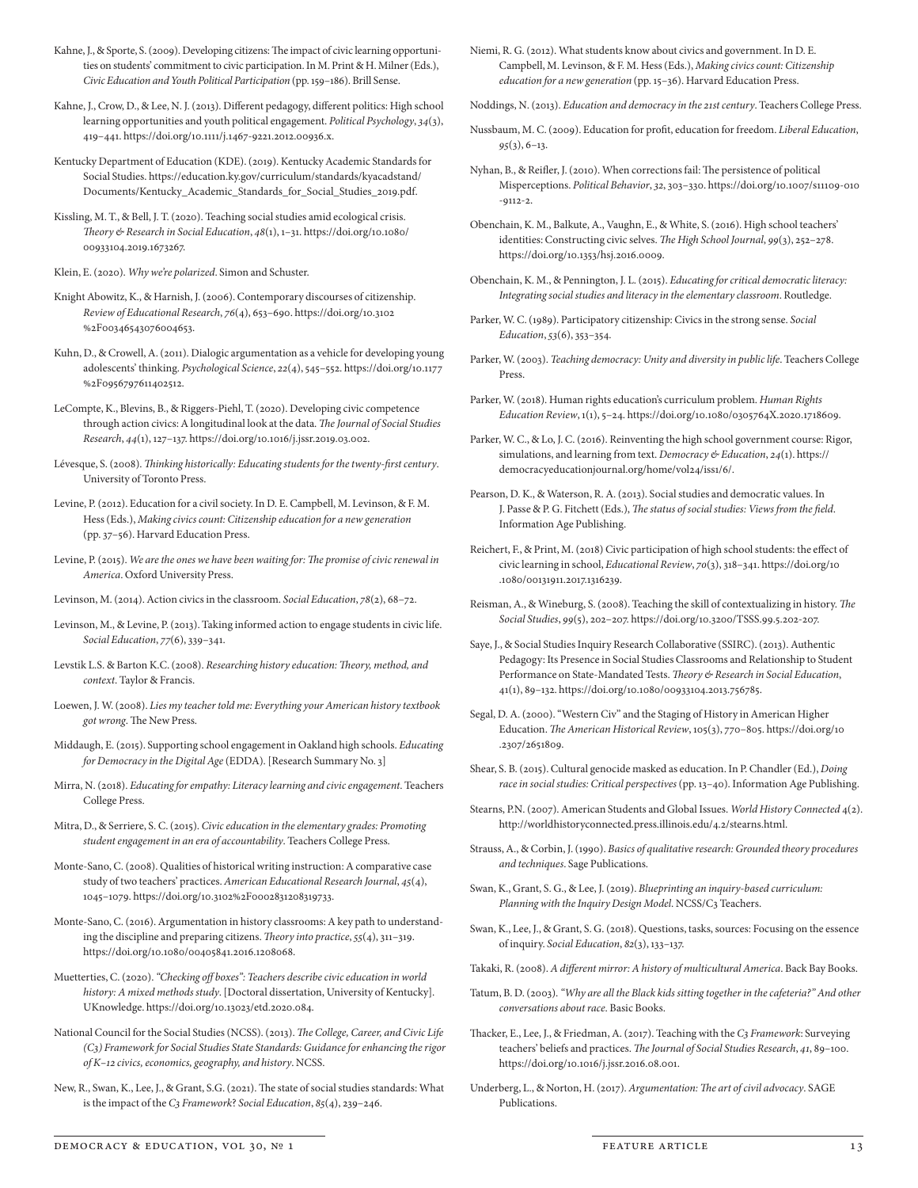Kahne, J., & Sporte, S. (2009). Developing citizens: The impact of civic learning opportunities on students' commitment to civic participation. In M. Print & H. Milner (Eds.), *Civic Education and Youth Political Participation* (pp. 159–186). Brill Sense.

Kahne, J., Crow, D., & Lee, N. J. (2013). Different pedagogy, different politics: High school learning opportunities and youth political engagement. *Political Psychology*, *34*(3), 419–441. https://doi.org/10.1111/j.1467-9221.2012.00936.x.

Kentucky Department of Education (KDE). (2019). Kentucky Academic Standards for Social Studies. https://education.ky.gov/curriculum/standards/kyacadstand/Documents/Kentucky_Academic_Standards_for_Social_Studies_2019.pdf.

Kissling, M. T., & Bell, J. T. (2020). Teaching social studies amid ecological crisis. *Theory & Research in Social Education*, *48*(1), 1–31. https://doi.org/10.1080/00933104.2019.1673267.

Klein, E. (2020). *Why we're polarized*. Simon and Schuster.

Knight Abowitz, K., & Harnish, J. (2006). Contemporary discourses of citizenship. *Review of Educational Research*, *76*(4), 653–690. https://doi.org/10.3102%2F00346543076004653.

Kuhn, D., & Crowell, A. (2011). Dialogic argumentation as a vehicle for developing young adolescents' thinking. *Psychological Science*, *22*(4), 545–552. https://doi.org/10.1177%2F0956797611402512.

LeCompte, K., Blevins, B., & Riggers-Piehl, T. (2020). Developing civic competence through action civics: A longitudinal look at the data. *The Journal of Social Studies Research*, *44*(1), 127–137. https://doi.org/10.1016/j.jssr.2019.03.002.

Lévesque, S. (2008). *Thinking historically: Educating students for the twenty-first century*. University of Toronto Press.

Levine, P. (2012). Education for a civil society. In D. E. Campbell, M. Levinson, & F. M. Hess (Eds.), *Making civics count: Citizenship education for a new generation* (pp. 37–56). Harvard Education Press.

Levine, P. (2015). *We are the ones we have been waiting for: The promise of civic renewal in America*. Oxford University Press.

Levinson, M. (2014). Action civics in the classroom. *Social Education*, *78*(2), 68–72.

Levinson, M., & Levine, P. (2013). Taking informed action to engage students in civic life. *Social Education*, *77*(6), 339–341.

Levstik L.S. & Barton K.C. (2008). *Researching history education: Theory, method, and context*. Taylor & Francis.

Loewen, J. W. (2008). *Lies my teacher told me: Everything your American history textbook got wrong*. The New Press.

Middaugh, E. (2015). Supporting school engagement in Oakland high schools. *Educating for Democracy in the Digital Age* (EDDA). [Research Summary No. 3]

Mirra, N. (2018). *Educating for empathy: Literacy learning and civic engagement*. Teachers College Press.

Mitra, D., & Serriere, S. C. (2015). *Civic education in the elementary grades: Promoting student engagement in an era of accountability*. Teachers College Press.

Monte-Sano, C. (2008). Qualities of historical writing instruction: A comparative case study of two teachers' practices. *American Educational Research Journal*, *45*(4), 1045–1079. https://doi.org/10.3102%2F0002831208319733.

Monte-Sano, C. (2016). Argumentation in history classrooms: A key path to understanding the discipline and preparing citizens. *Theory into practice*, *55*(4), 311–319. https://doi.org/10.1080/00405841.2016.1208068.

Muetterties, C. (2020). *"Checking off boxes": Teachers describe civic education in world history: A mixed methods study*. [Doctoral dissertation, University of Kentucky]. UKnowledge. https://doi.org/10.13023/etd.2020.084.

National Council for the Social Studies (NCSS). (2013). *The College, Career, and Civic Life (C3) Framework for Social Studies State Standards: Guidance for enhancing the rigor of K–12 civics, economics, geography, and history*. NCSS.

New, R., Swan, K., Lee, J., & Grant, S.G. (2021). The state of social studies standards: What is the impact of the *C3 Framework*? *Social Education*, *85*(4), 239–246.

Niemi, R. G. (2012). What students know about civics and government. In D. E. Campbell, M. Levinson, & F. M. Hess (Eds.), *Making civics count: Citizenship education for a new generation* (pp. 15–36). Harvard Education Press.

Noddings, N. (2013). *Education and democracy in the 21st century*. Teachers College Press.

Nussbaum, M. C. (2009). Education for profit, education for freedom. *Liberal Education*, *95*(3), 6–13.

Nyhan, B., & Reifler, J. (2010). When corrections fail: The persistence of political Misperceptions. *Political Behavior*, *32*, 303–330. https://doi.org/10.1007/s11109-010-9112-2.

Obenchain, K. M., Balkute, A., Vaughn, E., & White, S. (2016). High school teachers' identities: Constructing civic selves. *The High School Journal*, *99*(3), 252–278. https://doi.org/10.1353/hsj.2016.0009.

Obenchain, K. M., & Pennington, J. L. (2015). *Educating for critical democratic literacy: Integrating social studies and literacy in the elementary classroom*. Routledge.

Parker, W. C. (1989). Participatory citizenship: Civics in the strong sense. *Social Education*, *53*(6), 353–354.

Parker, W. (2003). *Teaching democracy: Unity and diversity in public life*. Teachers College Press.

Parker, W. (2018). Human rights education's curriculum problem. *Human Rights Education Review*, 1(1), 5–24. https://doi.org/10.1080/0305764X.2020.1718609.

Parker, W. C., & Lo, J. C. (2016). Reinventing the high school government course: Rigor, simulations, and learning from text. *Democracy & Education*, *24*(1). https://democracyeducationjournal.org/home/vol24/iss1/6/.

Pearson, D. K., & Waterson, R. A. (2013). Social studies and democratic values. In J. Passe & P. G. Fitchett (Eds.), *The status of social studies: Views from the field*. Information Age Publishing.

Reichert, F., & Print, M. (2018) Civic participation of high school students: the effect of civic learning in school, *Educational Review*, *70*(3), 318–341. https://doi.org/10.1080/00131911.2017.1316239.

Reisman, A., & Wineburg, S. (2008). Teaching the skill of contextualizing in history. *The Social Studies*, *99*(5), 202–207. https://doi.org/10.3200/TSSS.99.5.202-207.

Saye, J., & Social Studies Inquiry Research Collaborative (SSIRC). (2013). Authentic Pedagogy: Its Presence in Social Studies Classrooms and Relationship to Student Performance on State-Mandated Tests. *Theory & Research in Social Education*, 41(1), 89–132. https://doi.org/10.1080/00933104.2013.756785.

Segal, D. A. (2000). "Western Civ" and the Staging of History in American Higher Education. *The American Historical Review*, 105(3), 770–805. https://doi.org/10.2307/2651809.

Shear, S. B. (2015). Cultural genocide masked as education. In P. Chandler (Ed.), *Doing race in social studies: Critical perspectives* (pp. 13–40). Information Age Publishing.

Stearns, P.N. (2007). American Students and Global Issues. *World History Connected* 4(2). http://worldhistoryconnected.press.illinois.edu/4.2/stearns.html.

Strauss, A., & Corbin, J. (1990). *Basics of qualitative research: Grounded theory procedures and techniques*. Sage Publications.

Swan, K., Grant, S. G., & Lee, J. (2019). *Blueprinting an inquiry-based curriculum: Planning with the Inquiry Design Model*. NCSS/C3 Teachers.

Swan, K., Lee, J., & Grant, S. G. (2018). Questions, tasks, sources: Focusing on the essence of inquiry. *Social Education*, *82*(3), 133–137.

Takaki, R. (2008). *A different mirror: A history of multicultural America*. Back Bay Books.

Tatum, B. D. (2003). *"Why are all the Black kids sitting together in the cafeteria?" And other conversations about race*. Basic Books.

Thacker, E., Lee, J., & Friedman, A. (2017). Teaching with the *C3 Framework*: Surveying teachers' beliefs and practices. *The Journal of Social Studies Research*, *41*, 89–100. https://doi.org/10.1016/j.jssr.2016.08.001.

Underberg, L., & Norton, H. (2017). *Argumentation: The art of civil advocacy*. SAGE Publications.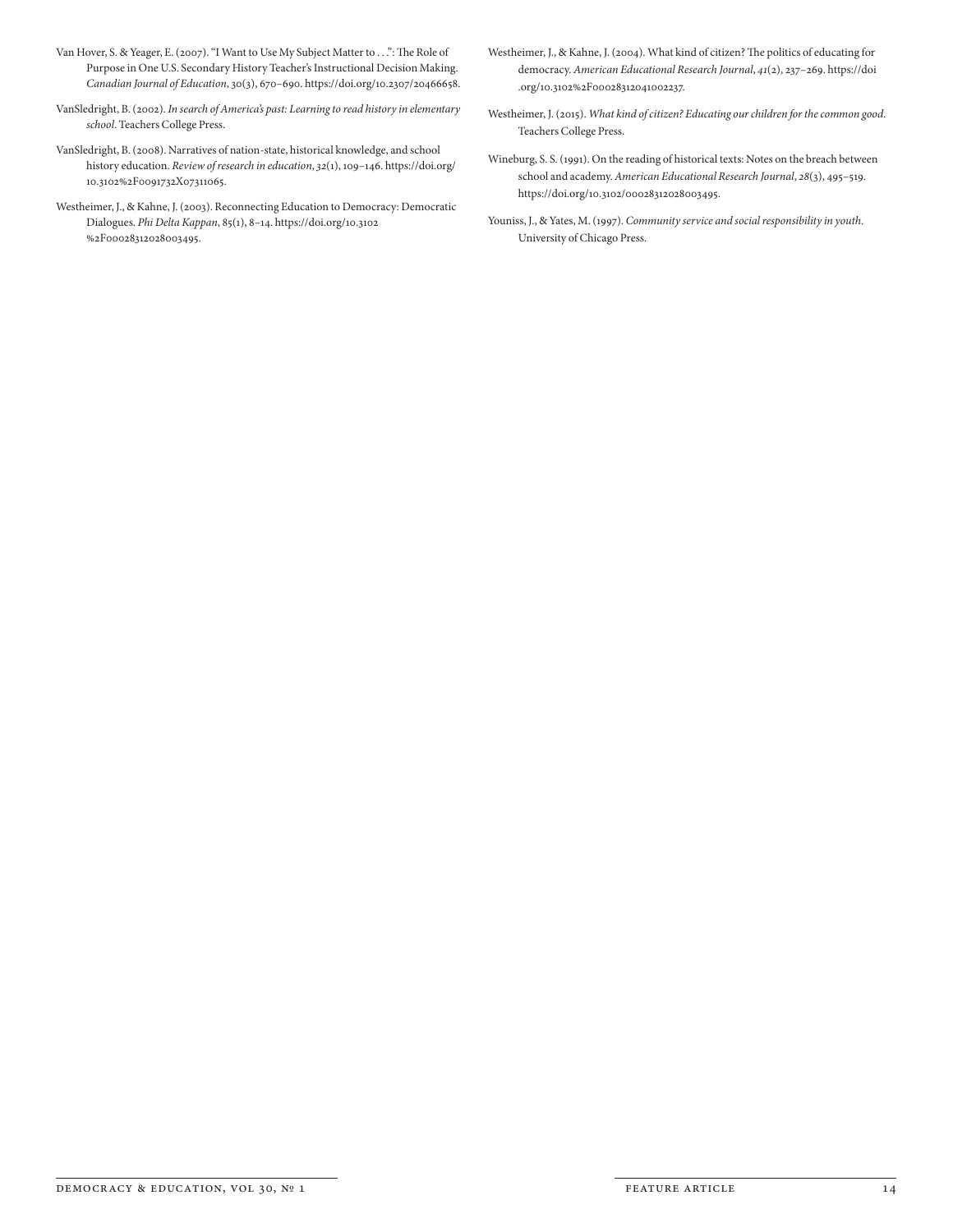Van Hover, S. & Yeager, E. (2007). "I Want to Use My Subject Matter to . . .": The Role of Purpose in One U.S. Secondary History Teacher's Instructional Decision Making. *Canadian Journal of Education*, 30(3), 670–690. https://doi.org/10.2307/20466658.

VanSledright, B. (2002). *In search of America's past: Learning to read history in elementary school*. Teachers College Press.

VanSledright, B. (2008). Narratives of nation-state, historical knowledge, and school history education. *Review of research in education*, *32*(1), 109–146. https://doi.org/10.3102%2F0091732X07311065.

Westheimer, J., & Kahne, J. (2003). Reconnecting Education to Democracy: Democratic Dialogues. *Phi Delta Kappan*, 85(1), 8–14. https://doi.org/10.3102%2F00028312028003495.

Westheimer, J., & Kahne, J. (2004). What kind of citizen? The politics of educating for democracy. *American Educational Research Journal*, *41*(2), 237–269. https://doi.org/10.3102%2F00028312041002237.

Westheimer, J. (2015). *What kind of citizen? Educating our children for the common good*. Teachers College Press.

Wineburg, S. S. (1991). On the reading of historical texts: Notes on the breach between school and academy. *American Educational Research Journal*, *28*(3), 495–519. https://doi.org/10.3102/00028312028003495.

Youniss, J., & Yates, M. (1997). *Community service and social responsibility in youth*. University of Chicago Press.